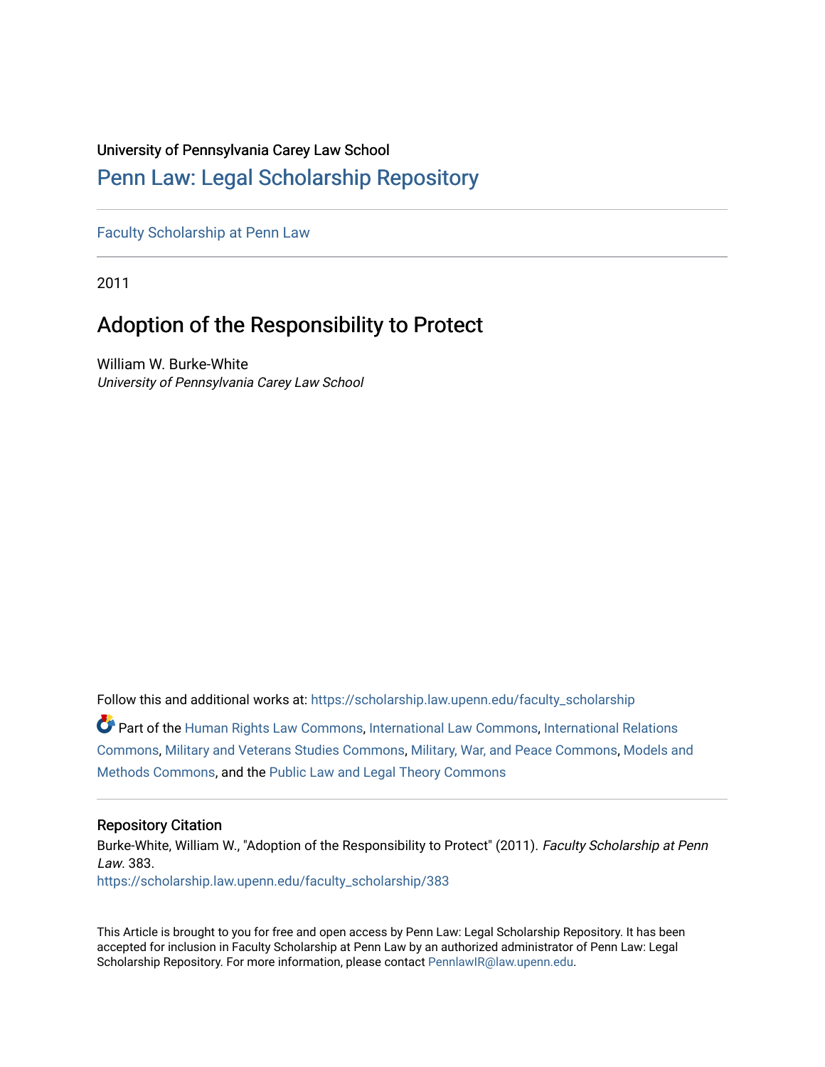University of Pennsylvania Carey Law School

# Penn Law: Legal Scholarship Repository

Faculty Scholarship at Penn Law

2011

## Adoption of the Responsibility to Protect

William W. Burke-White

*University of Pennsylvania Carey Law School*

Follow this and additional works at: https://scholarship.law.upenn.edu/faculty_scholarship

Part of the Human Rights Law Commons, International Law Commons, International Relations Commons, Military and Veterans Studies Commons, Military, War, and Peace Commons, Models and Methods Commons, and the Public Law and Legal Theory Commons

### Repository Citation

Burke-White, William W., "Adoption of the Responsibility to Protect" (2011). *Faculty Scholarship at Penn Law*. 383.
https://scholarship.law.upenn.edu/faculty_scholarship/383

This Article is brought to you for free and open access by Penn Law: Legal Scholarship Repository. It has been accepted for inclusion in Faculty Scholarship at Penn Law by an authorized administrator of Penn Law: Legal Scholarship Repository. For more information, please contact PennlawIR@law.upenn.edu.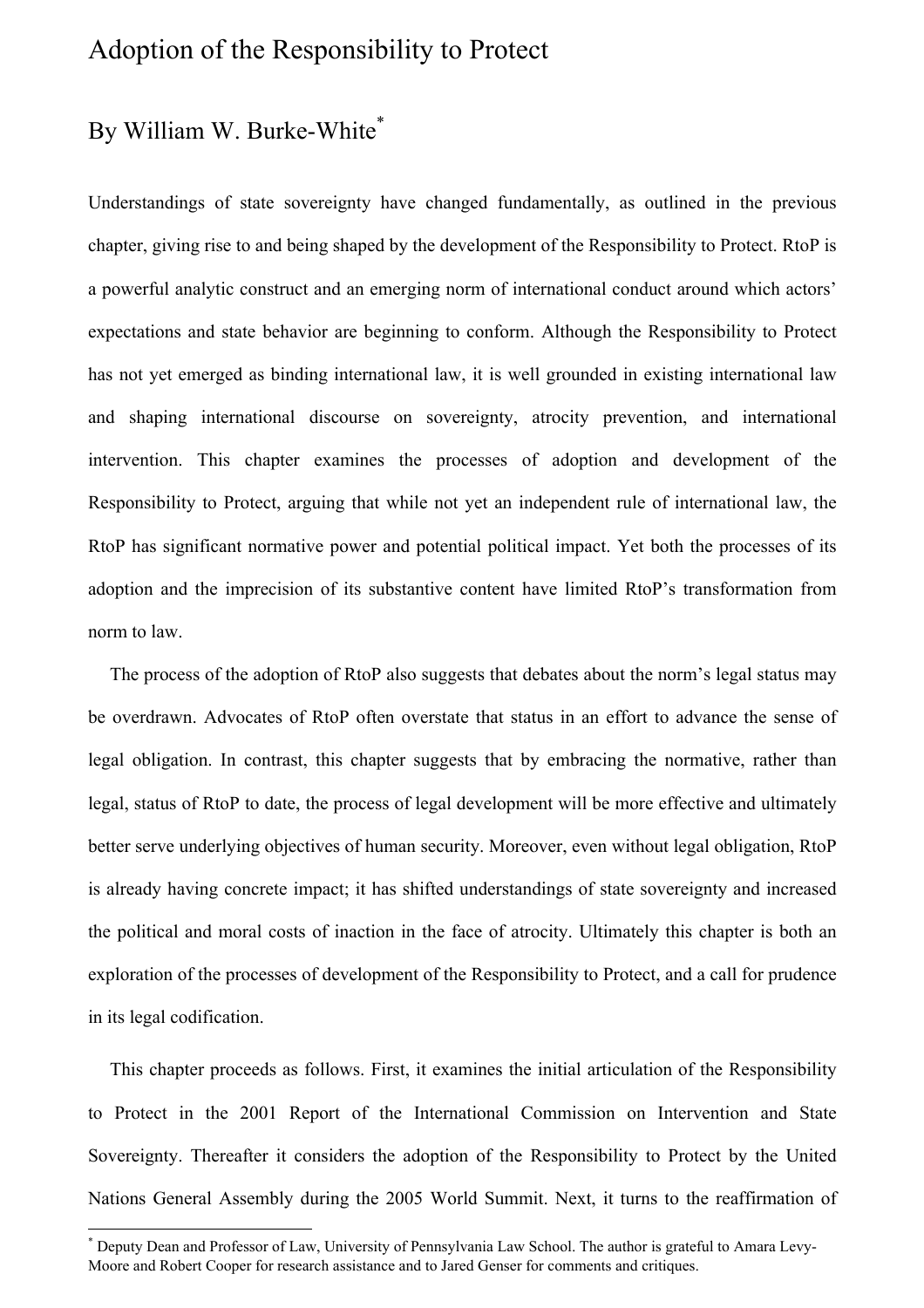# Adoption of the Responsibility to Protect

## By William W. Burke-White[*]

Understandings of state sovereignty have changed fundamentally, as outlined in the previous chapter, giving rise to and being shaped by the development of the Responsibility to Protect. RtoP is a powerful analytic construct and an emerging norm of international conduct around which actors' expectations and state behavior are beginning to conform. Although the Responsibility to Protect has not yet emerged as binding international law, it is well grounded in existing international law and shaping international discourse on sovereignty, atrocity prevention, and international intervention. This chapter examines the processes of adoption and development of the Responsibility to Protect, arguing that while not yet an independent rule of international law, the RtoP has significant normative power and potential political impact. Yet both the processes of its adoption and the imprecision of its substantive content have limited RtoP's transformation from norm to law.

The process of the adoption of RtoP also suggests that debates about the norm's legal status may be overdrawn. Advocates of RtoP often overstate that status in an effort to advance the sense of legal obligation. In contrast, this chapter suggests that by embracing the normative, rather than legal, status of RtoP to date, the process of legal development will be more effective and ultimately better serve underlying objectives of human security. Moreover, even without legal obligation, RtoP is already having concrete impact; it has shifted understandings of state sovereignty and increased the political and moral costs of inaction in the face of atrocity. Ultimately this chapter is both an exploration of the processes of development of the Responsibility to Protect, and a call for prudence in its legal codification.

This chapter proceeds as follows. First, it examines the initial articulation of the Responsibility to Protect in the 2001 Report of the International Commission on Intervention and State Sovereignty. Thereafter it considers the adoption of the Responsibility to Protect by the United Nations General Assembly during the 2005 World Summit. Next, it turns to the reaffirmation of

---

[*] Deputy Dean and Professor of Law, University of Pennsylvania Law School. The author is grateful to Amara Levy-Moore and Robert Cooper for research assistance and to Jared Genser for comments and critiques.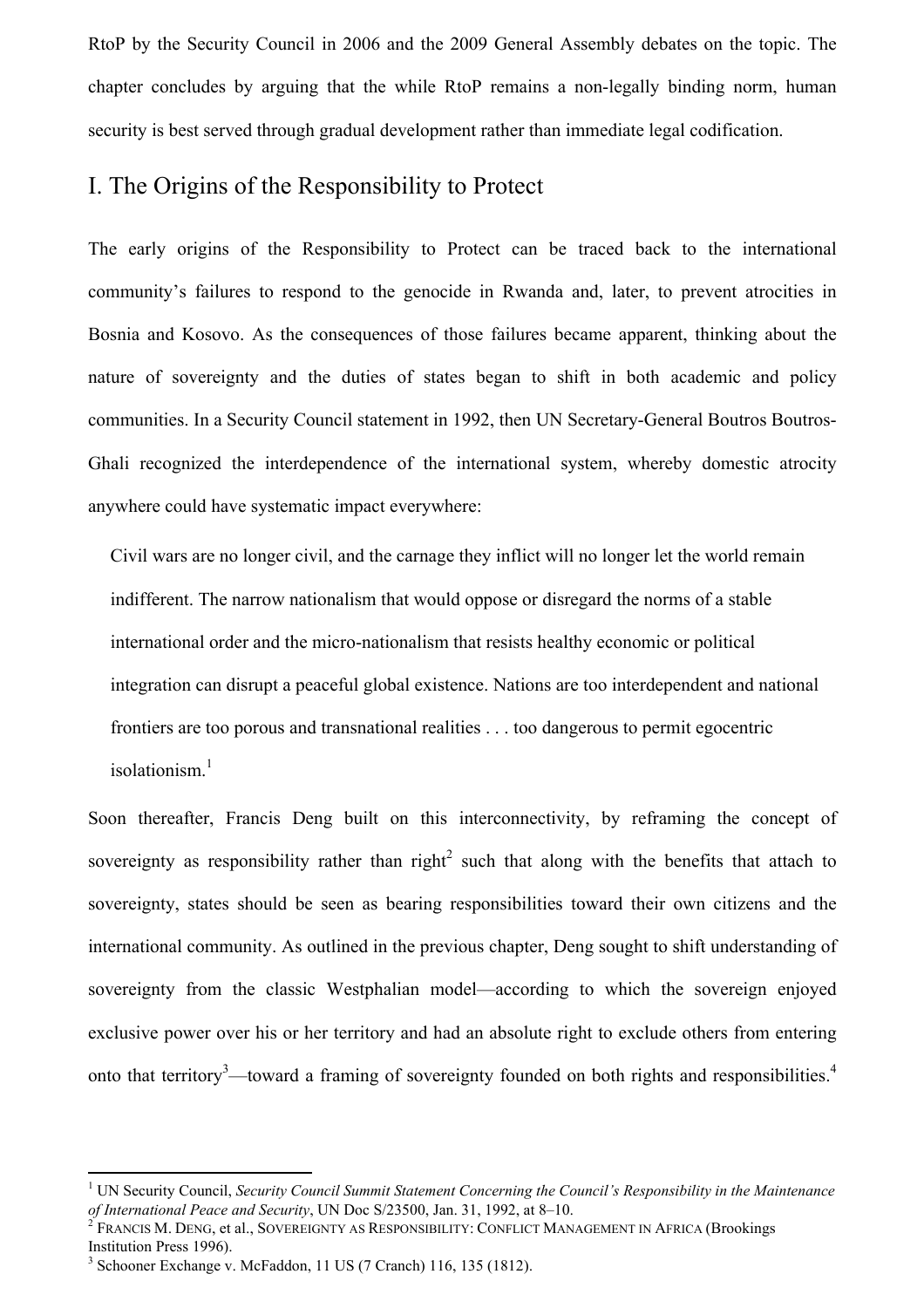RtoP by the Security Council in 2006 and the 2009 General Assembly debates on the topic. The chapter concludes by arguing that the while RtoP remains a non-legally binding norm, human security is best served through gradual development rather than immediate legal codification.

## I. The Origins of the Responsibility to Protect

The early origins of the Responsibility to Protect can be traced back to the international community's failures to respond to the genocide in Rwanda and, later, to prevent atrocities in Bosnia and Kosovo. As the consequences of those failures became apparent, thinking about the nature of sovereignty and the duties of states began to shift in both academic and policy communities. In a Security Council statement in 1992, then UN Secretary-General Boutros Boutros-Ghali recognized the interdependence of the international system, whereby domestic atrocity anywhere could have systematic impact everywhere:

> Civil wars are no longer civil, and the carnage they inflict will no longer let the world remain indifferent. The narrow nationalism that would oppose or disregard the norms of a stable international order and the micro-nationalism that resists healthy economic or political integration can disrupt a peaceful global existence. Nations are too interdependent and national frontiers are too porous and transnational realities . . . too dangerous to permit egocentric isolationism.[1]

Soon thereafter, Francis Deng built on this interconnectivity, by reframing the concept of sovereignty as responsibility rather than right[2] such that along with the benefits that attach to sovereignty, states should be seen as bearing responsibilities toward their own citizens and the international community. As outlined in the previous chapter, Deng sought to shift understanding of sovereignty from the classic Westphalian model—according to which the sovereign enjoyed exclusive power over his or her territory and had an absolute right to exclude others from entering onto that territory[3]—toward a framing of sovereignty founded on both rights and responsibilities.[4]

---

[1] UN Security Council, *Security Council Summit Statement Concerning the Council's Responsibility in the Maintenance of International Peace and Security*, UN Doc S/23500, Jan. 31, 1992, at 8–10.

[2] FRANCIS M. DENG, et al., SOVEREIGNTY AS RESPONSIBILITY: CONFLICT MANAGEMENT IN AFRICA (Brookings Institution Press 1996).

[3] Schooner Exchange v. McFaddon, 11 US (7 Cranch) 116, 135 (1812).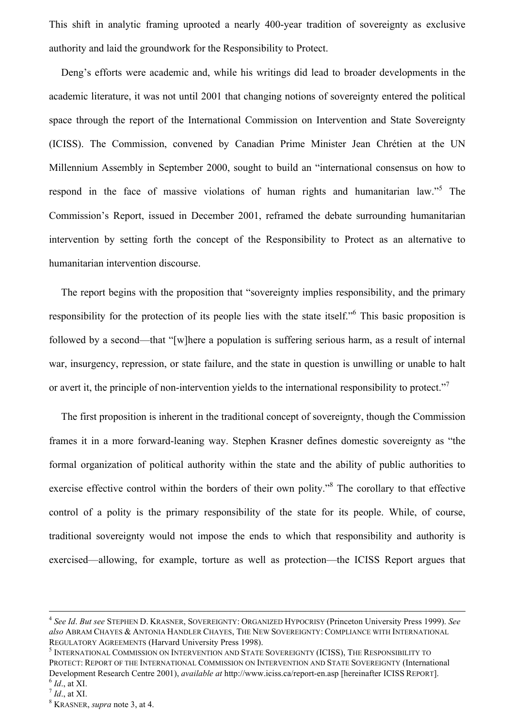This shift in analytic framing uprooted a nearly 400-year tradition of sovereignty as exclusive authority and laid the groundwork for the Responsibility to Protect.

Deng's efforts were academic and, while his writings did lead to broader developments in the academic literature, it was not until 2001 that changing notions of sovereignty entered the political space through the report of the International Commission on Intervention and State Sovereignty (ICISS). The Commission, convened by Canadian Prime Minister Jean Chrétien at the UN Millennium Assembly in September 2000, sought to build an "international consensus on how to respond in the face of massive violations of human rights and humanitarian law."[5] The Commission's Report, issued in December 2001, reframed the debate surrounding humanitarian intervention by setting forth the concept of the Responsibility to Protect as an alternative to humanitarian intervention discourse.

The report begins with the proposition that "sovereignty implies responsibility, and the primary responsibility for the protection of its people lies with the state itself."[6] This basic proposition is followed by a second—that "[w]here a population is suffering serious harm, as a result of internal war, insurgency, repression, or state failure, and the state in question is unwilling or unable to halt or avert it, the principle of non-intervention yields to the international responsibility to protect."[7]

The first proposition is inherent in the traditional concept of sovereignty, though the Commission frames it in a more forward-leaning way. Stephen Krasner defines domestic sovereignty as "the formal organization of political authority within the state and the ability of public authorities to exercise effective control within the borders of their own polity."[8] The corollary to that effective control of a polity is the primary responsibility of the state for its people. While, of course, traditional sovereignty would not impose the ends to which that responsibility and authority is exercised—allowing, for example, torture as well as protection—the ICISS Report argues that

---

[4] *See Id*. *But see* STEPHEN D. KRASNER, SOVEREIGNTY: ORGANIZED HYPOCRISY (Princeton University Press 1999). *See also* ABRAM CHAYES & ANTONIA HANDLER CHAYES, THE NEW SOVEREIGNTY: COMPLIANCE WITH INTERNATIONAL REGULATORY AGREEMENTS (Harvard University Press 1998).

[5] INTERNATIONAL COMMISSION ON INTERVENTION AND STATE SOVEREIGNTY (ICISS), THE RESPONSIBILITY TO PROTECT: REPORT OF THE INTERNATIONAL COMMISSION ON INTERVENTION AND STATE SOVEREIGNTY (International Development Research Centre 2001), *available at* http://www.iciss.ca/report-en.asp [hereinafter ICISS REPORT].

[6] *Id*., at XI.

[7] *Id*., at XI.

[8] KRASNER, *supra* note 3, at 4.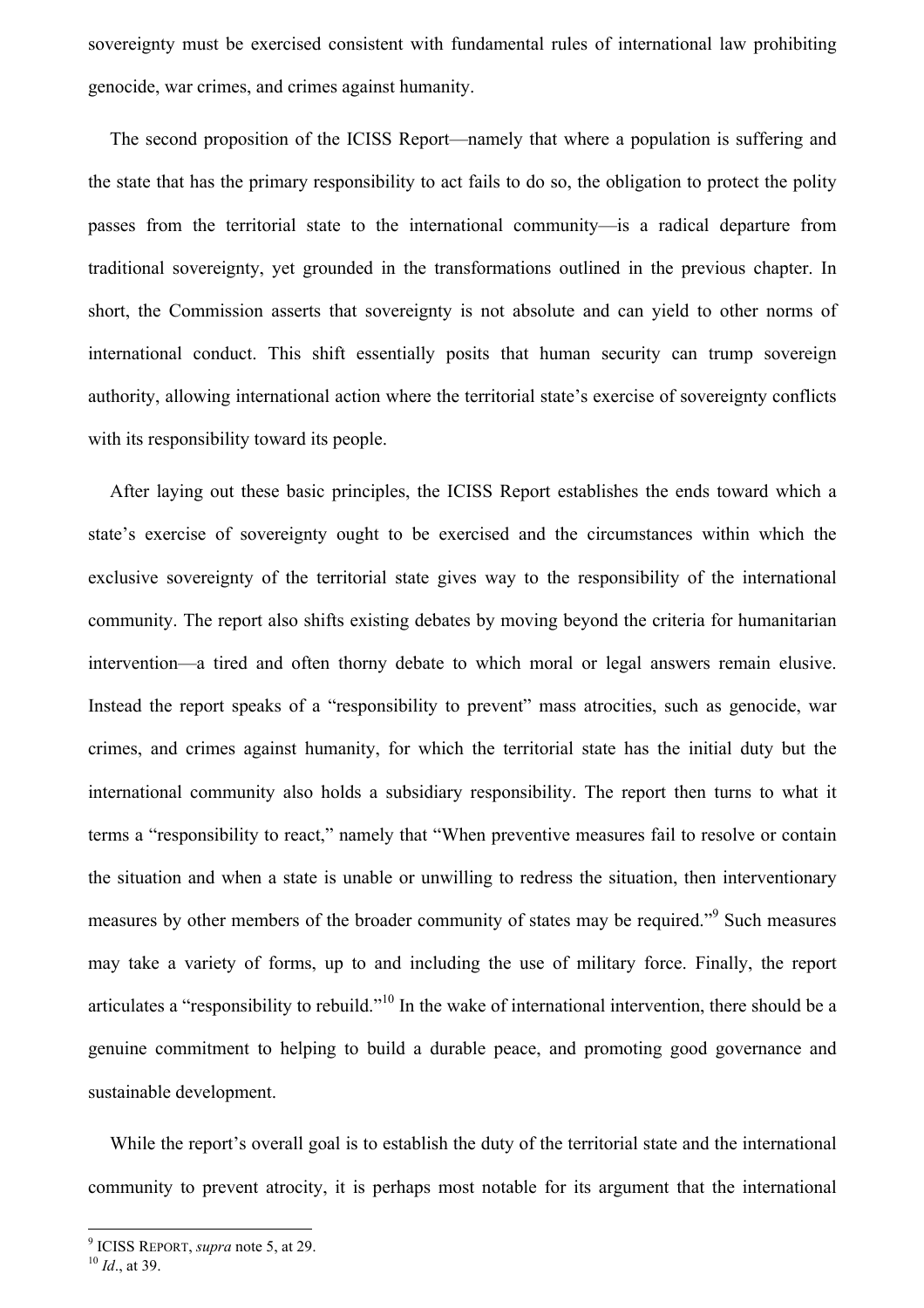sovereignty must be exercised consistent with fundamental rules of international law prohibiting genocide, war crimes, and crimes against humanity.

The second proposition of the ICISS Report—namely that where a population is suffering and the state that has the primary responsibility to act fails to do so, the obligation to protect the polity passes from the territorial state to the international community—is a radical departure from traditional sovereignty, yet grounded in the transformations outlined in the previous chapter. In short, the Commission asserts that sovereignty is not absolute and can yield to other norms of international conduct. This shift essentially posits that human security can trump sovereign authority, allowing international action where the territorial state's exercise of sovereignty conflicts with its responsibility toward its people.

After laying out these basic principles, the ICISS Report establishes the ends toward which a state's exercise of sovereignty ought to be exercised and the circumstances within which the exclusive sovereignty of the territorial state gives way to the responsibility of the international community. The report also shifts existing debates by moving beyond the criteria for humanitarian intervention—a tired and often thorny debate to which moral or legal answers remain elusive. Instead the report speaks of a "responsibility to prevent" mass atrocities, such as genocide, war crimes, and crimes against humanity, for which the territorial state has the initial duty but the international community also holds a subsidiary responsibility. The report then turns to what it terms a "responsibility to react," namely that "When preventive measures fail to resolve or contain the situation and when a state is unable or unwilling to redress the situation, then interventionary measures by other members of the broader community of states may be required."[9] Such measures may take a variety of forms, up to and including the use of military force. Finally, the report articulates a "responsibility to rebuild."[10] In the wake of international intervention, there should be a genuine commitment to helping to build a durable peace, and promoting good governance and sustainable development.

While the report's overall goal is to establish the duty of the territorial state and the international community to prevent atrocity, it is perhaps most notable for its argument that the international

---

[9] ICISS REPORT, *supra* note 5, at 29.

[10] *Id*., at 39.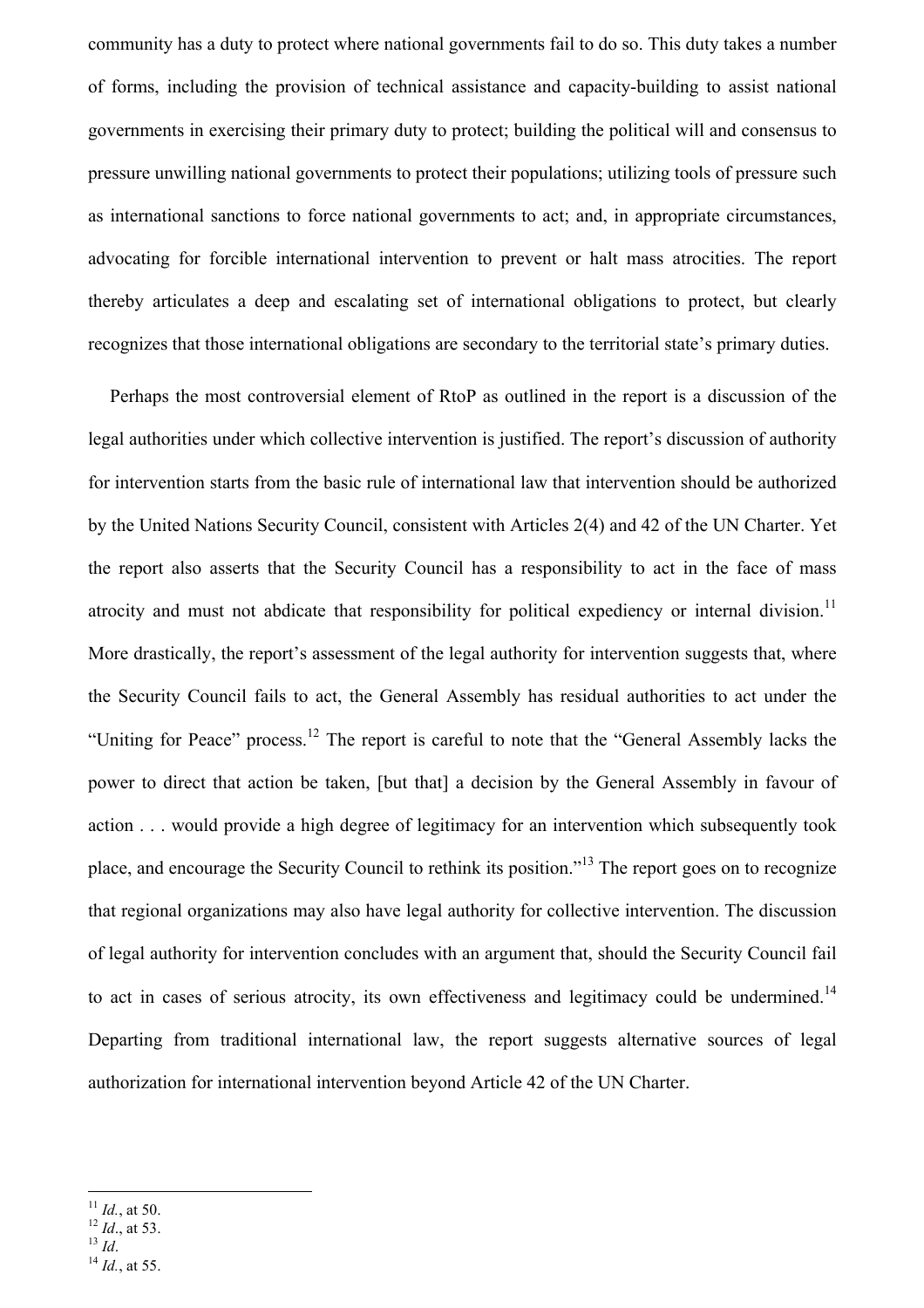community has a duty to protect where national governments fail to do so. This duty takes a number of forms, including the provision of technical assistance and capacity-building to assist national governments in exercising their primary duty to protect; building the political will and consensus to pressure unwilling national governments to protect their populations; utilizing tools of pressure such as international sanctions to force national governments to act; and, in appropriate circumstances, advocating for forcible international intervention to prevent or halt mass atrocities. The report thereby articulates a deep and escalating set of international obligations to protect, but clearly recognizes that those international obligations are secondary to the territorial state's primary duties.

Perhaps the most controversial element of RtoP as outlined in the report is a discussion of the legal authorities under which collective intervention is justified. The report's discussion of authority for intervention starts from the basic rule of international law that intervention should be authorized by the United Nations Security Council, consistent with Articles 2(4) and 42 of the UN Charter. Yet the report also asserts that the Security Council has a responsibility to act in the face of mass atrocity and must not abdicate that responsibility for political expediency or internal division.[11] More drastically, the report's assessment of the legal authority for intervention suggests that, where the Security Council fails to act, the General Assembly has residual authorities to act under the "Uniting for Peace" process.[12] The report is careful to note that the "General Assembly lacks the power to direct that action be taken, [but that] a decision by the General Assembly in favour of action . . . would provide a high degree of legitimacy for an intervention which subsequently took place, and encourage the Security Council to rethink its position."[13] The report goes on to recognize that regional organizations may also have legal authority for collective intervention. The discussion of legal authority for intervention concludes with an argument that, should the Security Council fail to act in cases of serious atrocity, its own effectiveness and legitimacy could be undermined.[14] Departing from traditional international law, the report suggests alternative sources of legal authorization for international intervention beyond Article 42 of the UN Charter.

---

[11] *Id.*, at 50.

[12] *Id.*, at 53.

[13] *Id*.

[14] *Id.*, at 55.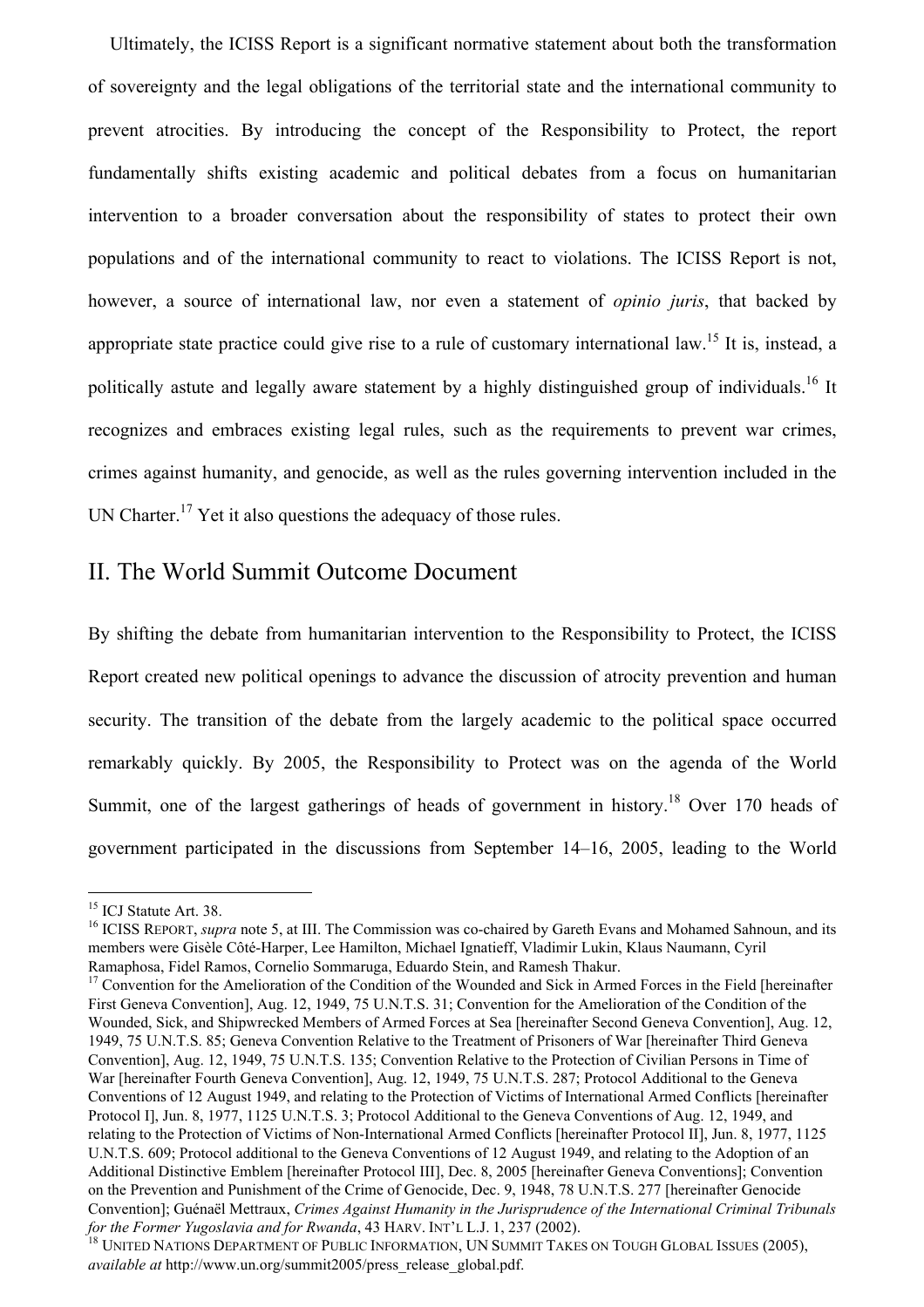Ultimately, the ICISS Report is a significant normative statement about both the transformation of sovereignty and the legal obligations of the territorial state and the international community to prevent atrocities. By introducing the concept of the Responsibility to Protect, the report fundamentally shifts existing academic and political debates from a focus on humanitarian intervention to a broader conversation about the responsibility of states to protect their own populations and of the international community to react to violations. The ICISS Report is not, however, a source of international law, nor even a statement of *opinio juris*, that backed by appropriate state practice could give rise to a rule of customary international law.[15] It is, instead, a politically astute and legally aware statement by a highly distinguished group of individuals.[16] It recognizes and embraces existing legal rules, such as the requirements to prevent war crimes, crimes against humanity, and genocide, as well as the rules governing intervention included in the UN Charter.[17] Yet it also questions the adequacy of those rules.

## II. The World Summit Outcome Document

By shifting the debate from humanitarian intervention to the Responsibility to Protect, the ICISS Report created new political openings to advance the discussion of atrocity prevention and human security. The transition of the debate from the largely academic to the political space occurred remarkably quickly. By 2005, the Responsibility to Protect was on the agenda of the World Summit, one of the largest gatherings of heads of government in history.[18] Over 170 heads of government participated in the discussions from September 14–16, 2005, leading to the World

---

[15] ICJ Statute Art. 38.

[16] ICISS REPORT, *supra* note 5, at III. The Commission was co-chaired by Gareth Evans and Mohamed Sahnoun, and its members were Gisèle Côté-Harper, Lee Hamilton, Michael Ignatieff, Vladimir Lukin, Klaus Naumann, Cyril Ramaphosa, Fidel Ramos, Cornelio Sommaruga, Eduardo Stein, and Ramesh Thakur.

[17] Convention for the Amelioration of the Condition of the Wounded and Sick in Armed Forces in the Field [hereinafter First Geneva Convention], Aug. 12, 1949, 75 U.N.T.S. 31; Convention for the Amelioration of the Condition of the Wounded, Sick, and Shipwrecked Members of Armed Forces at Sea [hereinafter Second Geneva Convention], Aug. 12, 1949, 75 U.N.T.S. 85; Geneva Convention Relative to the Treatment of Prisoners of War [hereinafter Third Geneva Convention], Aug. 12, 1949, 75 U.N.T.S. 135; Convention Relative to the Protection of Civilian Persons in Time of War [hereinafter Fourth Geneva Convention], Aug. 12, 1949, 75 U.N.T.S. 287; Protocol Additional to the Geneva Conventions of 12 August 1949, and relating to the Protection of Victims of International Armed Conflicts [hereinafter Protocol I], Jun. 8, 1977, 1125 U.N.T.S. 3; Protocol Additional to the Geneva Conventions of Aug. 12, 1949, and relating to the Protection of Victims of Non-International Armed Conflicts [hereinafter Protocol II], Jun. 8, 1977, 1125 U.N.T.S. 609; Protocol additional to the Geneva Conventions of 12 August 1949, and relating to the Adoption of an Additional Distinctive Emblem [hereinafter Protocol III], Dec. 8, 2005 [hereinafter Geneva Conventions]; Convention on the Prevention and Punishment of the Crime of Genocide, Dec. 9, 1948, 78 U.N.T.S. 277 [hereinafter Genocide Convention]; Guénaël Mettraux, *Crimes Against Humanity in the Jurisprudence of the International Criminal Tribunals for the Former Yugoslavia and for Rwanda*, 43 HARV. INT'L L.J. 1, 237 (2002).

[18] UNITED NATIONS DEPARTMENT OF PUBLIC INFORMATION, UN SUMMIT TAKES ON TOUGH GLOBAL ISSUES (2005), *available at* http://www.un.org/summit2005/press_release_global.pdf.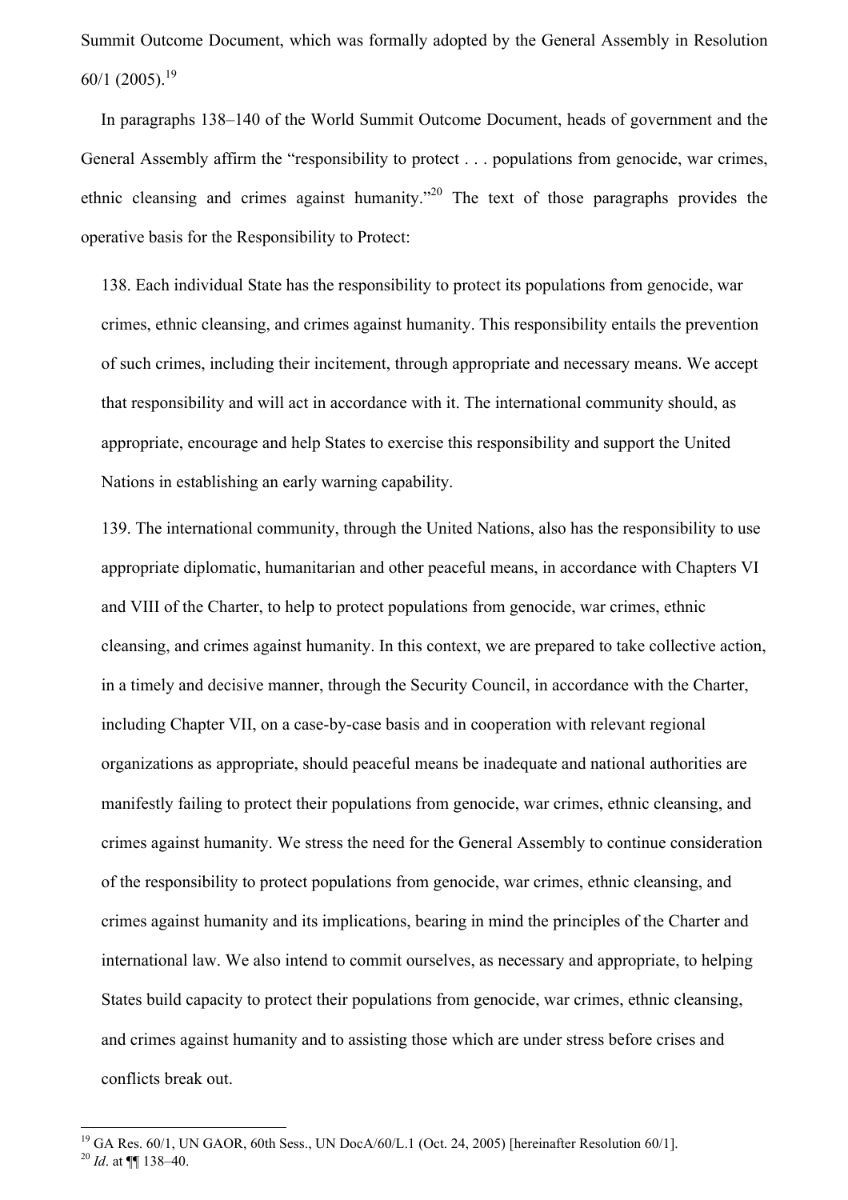Summit Outcome Document, which was formally adopted by the General Assembly in Resolution 60/1 (2005).[19]

In paragraphs 138–140 of the World Summit Outcome Document, heads of government and the General Assembly affirm the "responsibility to protect . . . populations from genocide, war crimes, ethnic cleansing and crimes against humanity."[20] The text of those paragraphs provides the operative basis for the Responsibility to Protect:

> 138. Each individual State has the responsibility to protect its populations from genocide, war crimes, ethnic cleansing, and crimes against humanity. This responsibility entails the prevention of such crimes, including their incitement, through appropriate and necessary means. We accept that responsibility and will act in accordance with it. The international community should, as appropriate, encourage and help States to exercise this responsibility and support the United Nations in establishing an early warning capability.
>
> 139. The international community, through the United Nations, also has the responsibility to use appropriate diplomatic, humanitarian and other peaceful means, in accordance with Chapters VI and VIII of the Charter, to help to protect populations from genocide, war crimes, ethnic cleansing, and crimes against humanity. In this context, we are prepared to take collective action, in a timely and decisive manner, through the Security Council, in accordance with the Charter, including Chapter VII, on a case-by-case basis and in cooperation with relevant regional organizations as appropriate, should peaceful means be inadequate and national authorities are manifestly failing to protect their populations from genocide, war crimes, ethnic cleansing, and crimes against humanity. We stress the need for the General Assembly to continue consideration of the responsibility to protect populations from genocide, war crimes, ethnic cleansing, and crimes against humanity and its implications, bearing in mind the principles of the Charter and international law. We also intend to commit ourselves, as necessary and appropriate, to helping States build capacity to protect their populations from genocide, war crimes, ethnic cleansing, and crimes against humanity and to assisting those which are under stress before crises and conflicts break out.

---

[19] GA Res. 60/1, UN GAOR, 60th Sess., UN DocA/60/L.1 (Oct. 24, 2005) [hereinafter Resolution 60/1].

[20] *Id*. at ¶¶ 138–40.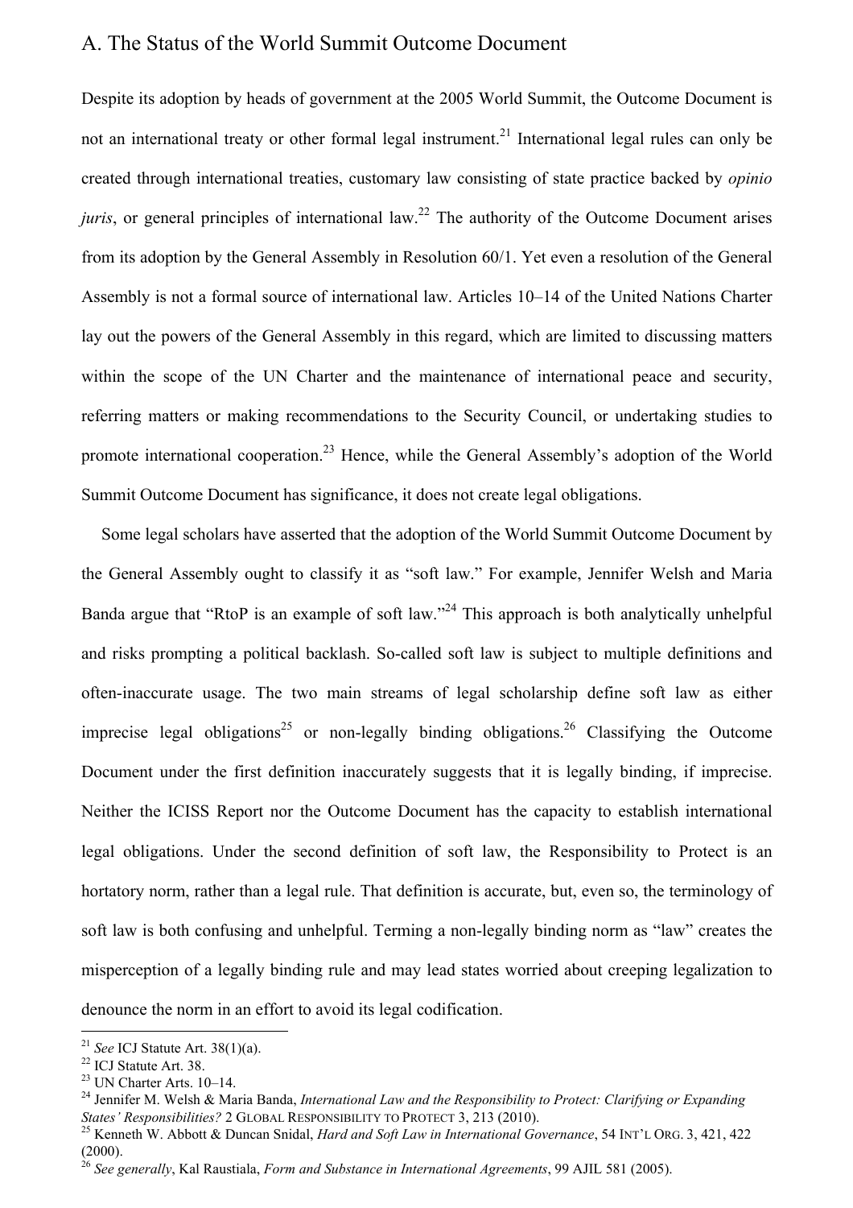## A. The Status of the World Summit Outcome Document

Despite its adoption by heads of government at the 2005 World Summit, the Outcome Document is not an international treaty or other formal legal instrument.[21] International legal rules can only be created through international treaties, customary law consisting of state practice backed by *opinio juris*, or general principles of international law.[22] The authority of the Outcome Document arises from its adoption by the General Assembly in Resolution 60/1. Yet even a resolution of the General Assembly is not a formal source of international law. Articles 10–14 of the United Nations Charter lay out the powers of the General Assembly in this regard, which are limited to discussing matters within the scope of the UN Charter and the maintenance of international peace and security, referring matters or making recommendations to the Security Council, or undertaking studies to promote international cooperation.[23] Hence, while the General Assembly's adoption of the World Summit Outcome Document has significance, it does not create legal obligations.

Some legal scholars have asserted that the adoption of the World Summit Outcome Document by the General Assembly ought to classify it as "soft law." For example, Jennifer Welsh and Maria Banda argue that "RtoP is an example of soft law."[24] This approach is both analytically unhelpful and risks prompting a political backlash. So-called soft law is subject to multiple definitions and often-inaccurate usage. The two main streams of legal scholarship define soft law as either imprecise legal obligations[25] or non-legally binding obligations.[26] Classifying the Outcome Document under the first definition inaccurately suggests that it is legally binding, if imprecise. Neither the ICISS Report nor the Outcome Document has the capacity to establish international legal obligations. Under the second definition of soft law, the Responsibility to Protect is an hortatory norm, rather than a legal rule. That definition is accurate, but, even so, the terminology of soft law is both confusing and unhelpful. Terming a non-legally binding norm as "law" creates the misperception of a legally binding rule and may lead states worried about creeping legalization to denounce the norm in an effort to avoid its legal codification.

---

[21] *See* ICJ Statute Art. 38(1)(a).

[22] ICJ Statute Art. 38.

[23] UN Charter Arts. 10–14.

[24] Jennifer M. Welsh & Maria Banda, *International Law and the Responsibility to Protect: Clarifying or Expanding States' Responsibilities?* 2 GLOBAL RESPONSIBILITY TO PROTECT 3, 213 (2010).

[25] Kenneth W. Abbott & Duncan Snidal, *Hard and Soft Law in International Governance*, 54 INT'L ORG. 3, 421, 422 (2000).

[26] *See generally*, Kal Raustiala, *Form and Substance in International Agreements*, 99 AJIL 581 (2005).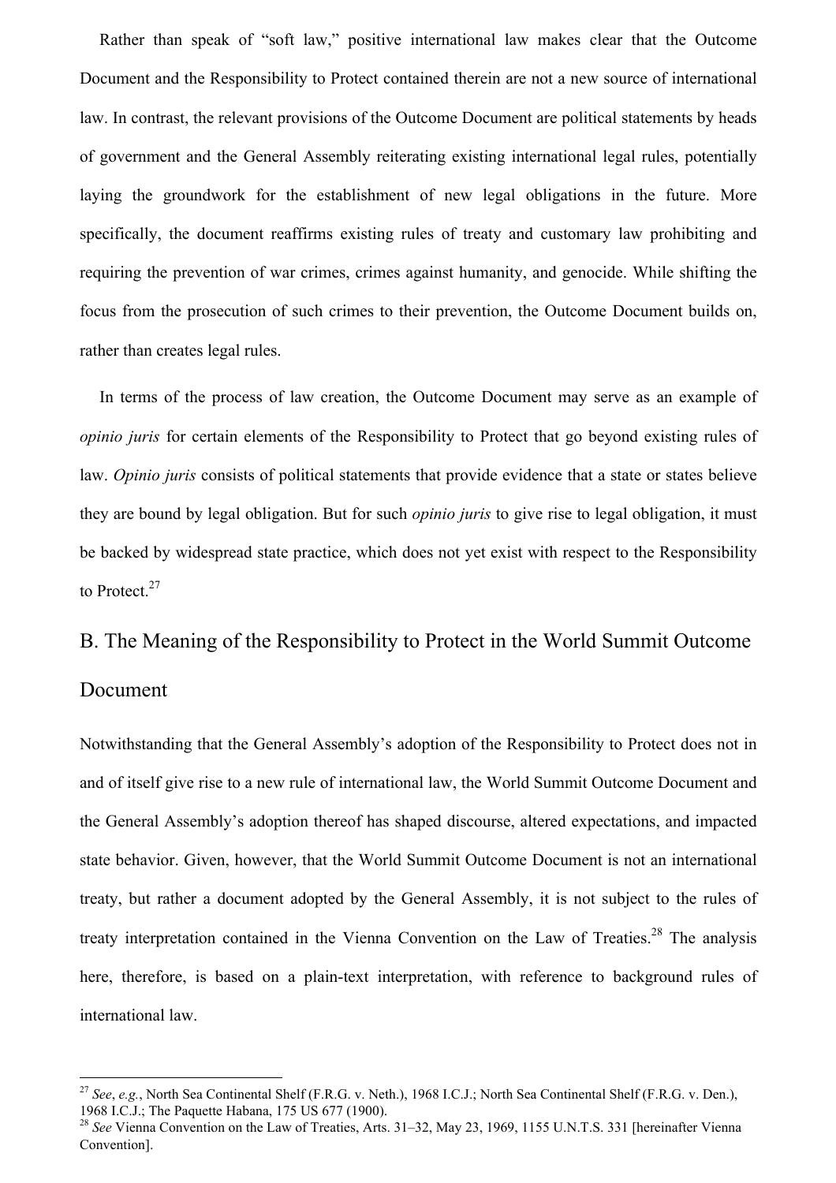Rather than speak of "soft law," positive international law makes clear that the Outcome Document and the Responsibility to Protect contained therein are not a new source of international law. In contrast, the relevant provisions of the Outcome Document are political statements by heads of government and the General Assembly reiterating existing international legal rules, potentially laying the groundwork for the establishment of new legal obligations in the future. More specifically, the document reaffirms existing rules of treaty and customary law prohibiting and requiring the prevention of war crimes, crimes against humanity, and genocide. While shifting the focus from the prosecution of such crimes to their prevention, the Outcome Document builds on, rather than creates legal rules.

In terms of the process of law creation, the Outcome Document may serve as an example of *opinio juris* for certain elements of the Responsibility to Protect that go beyond existing rules of law. *Opinio juris* consists of political statements that provide evidence that a state or states believe they are bound by legal obligation. But for such *opinio juris* to give rise to legal obligation, it must be backed by widespread state practice, which does not yet exist with respect to the Responsibility to Protect.[27]

## B. The Meaning of the Responsibility to Protect in the World Summit Outcome Document

Notwithstanding that the General Assembly's adoption of the Responsibility to Protect does not in and of itself give rise to a new rule of international law, the World Summit Outcome Document and the General Assembly's adoption thereof has shaped discourse, altered expectations, and impacted state behavior. Given, however, that the World Summit Outcome Document is not an international treaty, but rather a document adopted by the General Assembly, it is not subject to the rules of treaty interpretation contained in the Vienna Convention on the Law of Treaties.[28] The analysis here, therefore, is based on a plain-text interpretation, with reference to background rules of international law.

---

[27] *See*, *e.g.*, North Sea Continental Shelf (F.R.G. v. Neth.), 1968 I.C.J.; North Sea Continental Shelf (F.R.G. v. Den.), 1968 I.C.J.; The Paquette Habana, 175 US 677 (1900).

[28] *See* Vienna Convention on the Law of Treaties, Arts. 31–32, May 23, 1969, 1155 U.N.T.S. 331 [hereinafter Vienna Convention].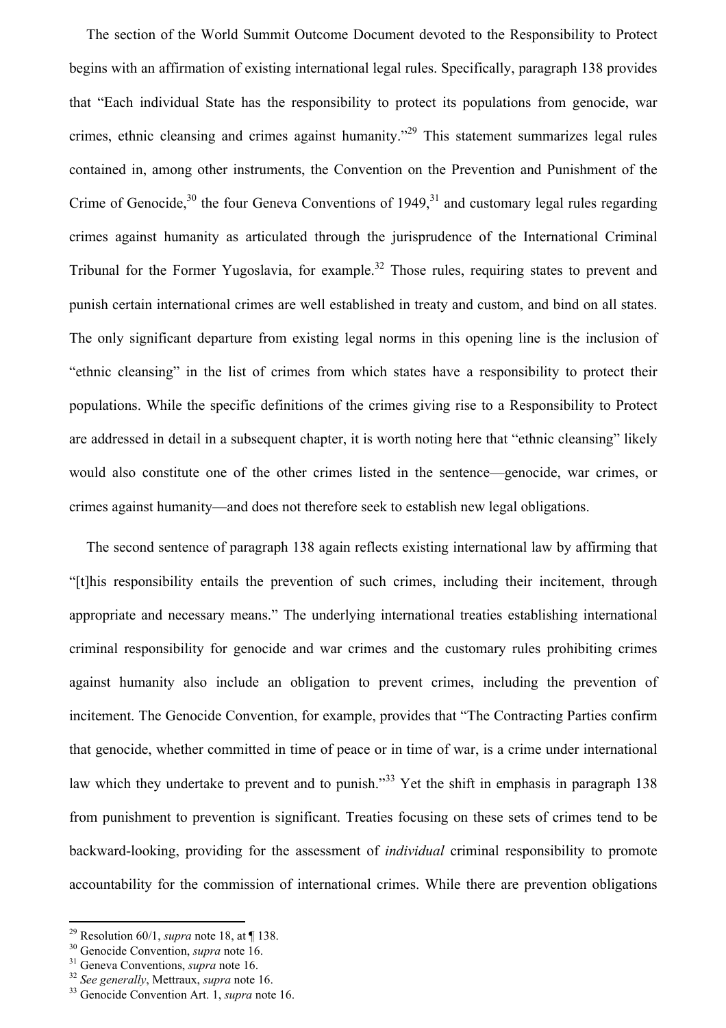The section of the World Summit Outcome Document devoted to the Responsibility to Protect begins with an affirmation of existing international legal rules. Specifically, paragraph 138 provides that "Each individual State has the responsibility to protect its populations from genocide, war crimes, ethnic cleansing and crimes against humanity."[29] This statement summarizes legal rules contained in, among other instruments, the Convention on the Prevention and Punishment of the Crime of Genocide,[30] the four Geneva Conventions of 1949,[31] and customary legal rules regarding crimes against humanity as articulated through the jurisprudence of the International Criminal Tribunal for the Former Yugoslavia, for example.[32] Those rules, requiring states to prevent and punish certain international crimes are well established in treaty and custom, and bind on all states. The only significant departure from existing legal norms in this opening line is the inclusion of "ethnic cleansing" in the list of crimes from which states have a responsibility to protect their populations. While the specific definitions of the crimes giving rise to a Responsibility to Protect are addressed in detail in a subsequent chapter, it is worth noting here that "ethnic cleansing" likely would also constitute one of the other crimes listed in the sentence—genocide, war crimes, or crimes against humanity—and does not therefore seek to establish new legal obligations.

The second sentence of paragraph 138 again reflects existing international law by affirming that "[t]his responsibility entails the prevention of such crimes, including their incitement, through appropriate and necessary means." The underlying international treaties establishing international criminal responsibility for genocide and war crimes and the customary rules prohibiting crimes against humanity also include an obligation to prevent crimes, including the prevention of incitement. The Genocide Convention, for example, provides that "The Contracting Parties confirm that genocide, whether committed in time of peace or in time of war, is a crime under international law which they undertake to prevent and to punish."[33] Yet the shift in emphasis in paragraph 138 from punishment to prevention is significant. Treaties focusing on these sets of crimes tend to be backward-looking, providing for the assessment of *individual* criminal responsibility to promote accountability for the commission of international crimes. While there are prevention obligations

---

[29] Resolution 60/1, *supra* note 18, at ¶ 138.
[30] Genocide Convention, *supra* note 16.
[31] Geneva Conventions, *supra* note 16.
[32] *See generally*, Mettraux, *supra* note 16.
[33] Genocide Convention Art. 1, *supra* note 16.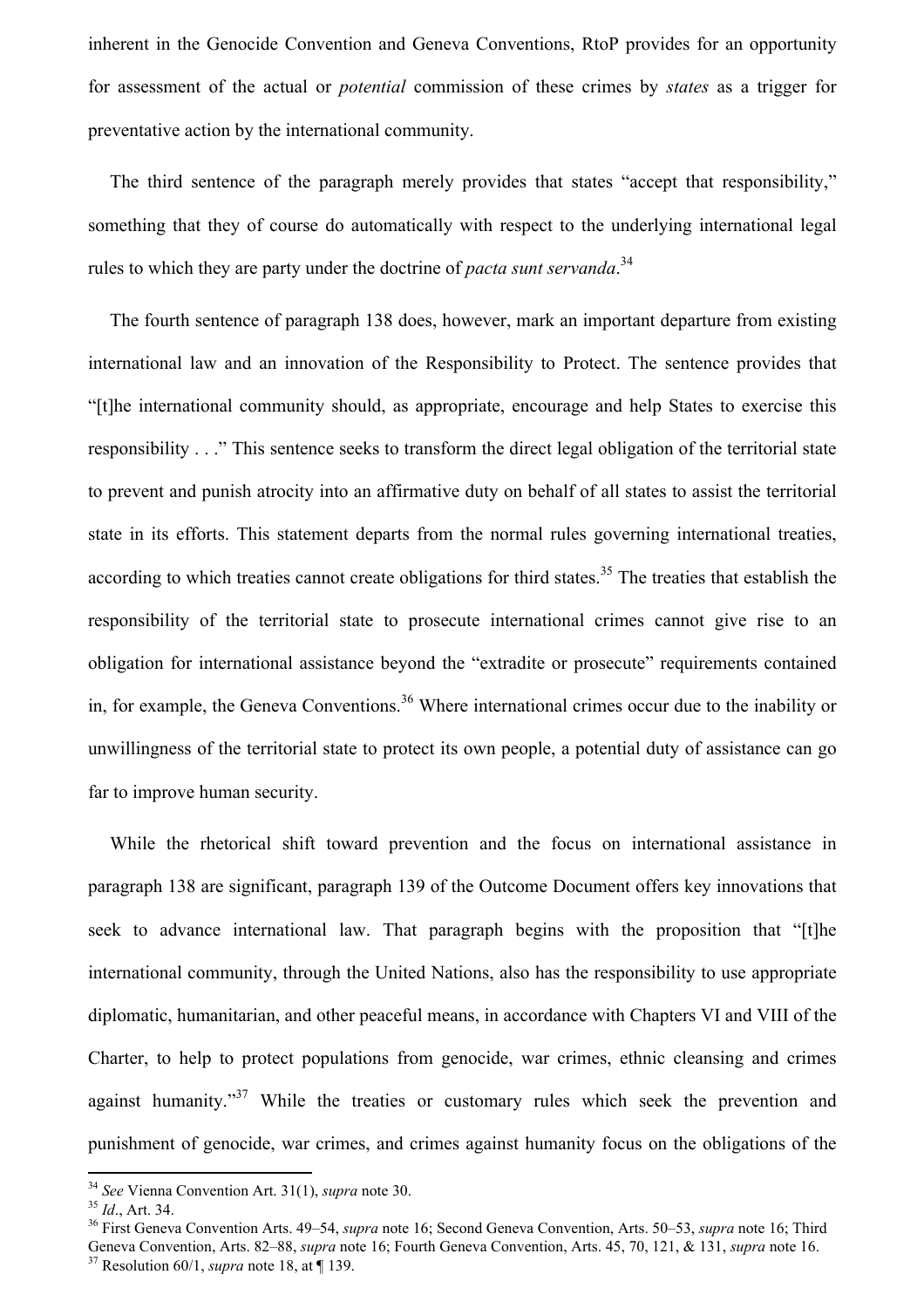inherent in the Genocide Convention and Geneva Conventions, RtoP provides for an opportunity for assessment of the actual or *potential* commission of these crimes by *states* as a trigger for preventative action by the international community.

The third sentence of the paragraph merely provides that states "accept that responsibility," something that they of course do automatically with respect to the underlying international legal rules to which they are party under the doctrine of *pacta sunt servanda*.[34]

The fourth sentence of paragraph 138 does, however, mark an important departure from existing international law and an innovation of the Responsibility to Protect. The sentence provides that "[t]he international community should, as appropriate, encourage and help States to exercise this responsibility . . ." This sentence seeks to transform the direct legal obligation of the territorial state to prevent and punish atrocity into an affirmative duty on behalf of all states to assist the territorial state in its efforts. This statement departs from the normal rules governing international treaties, according to which treaties cannot create obligations for third states.[35] The treaties that establish the responsibility of the territorial state to prosecute international crimes cannot give rise to an obligation for international assistance beyond the "extradite or prosecute" requirements contained in, for example, the Geneva Conventions.[36] Where international crimes occur due to the inability or unwillingness of the territorial state to protect its own people, a potential duty of assistance can go far to improve human security.

While the rhetorical shift toward prevention and the focus on international assistance in paragraph 138 are significant, paragraph 139 of the Outcome Document offers key innovations that seek to advance international law. That paragraph begins with the proposition that "[t]he international community, through the United Nations, also has the responsibility to use appropriate diplomatic, humanitarian, and other peaceful means, in accordance with Chapters VI and VIII of the Charter, to help to protect populations from genocide, war crimes, ethnic cleansing and crimes against humanity."[37] While the treaties or customary rules which seek the prevention and punishment of genocide, war crimes, and crimes against humanity focus on the obligations of the

---

[34] *See* Vienna Convention Art. 31(1), *supra* note 30.

[35] *Id*., Art. 34.

[36] First Geneva Convention Arts. 49–54, *supra* note 16; Second Geneva Convention, Arts. 50–53, *supra* note 16; Third Geneva Convention, Arts. 82–88, *supra* note 16; Fourth Geneva Convention, Arts. 45, 70, 121, & 131, *supra* note 16.

[37] Resolution 60/1, *supra* note 18, at ¶ 139.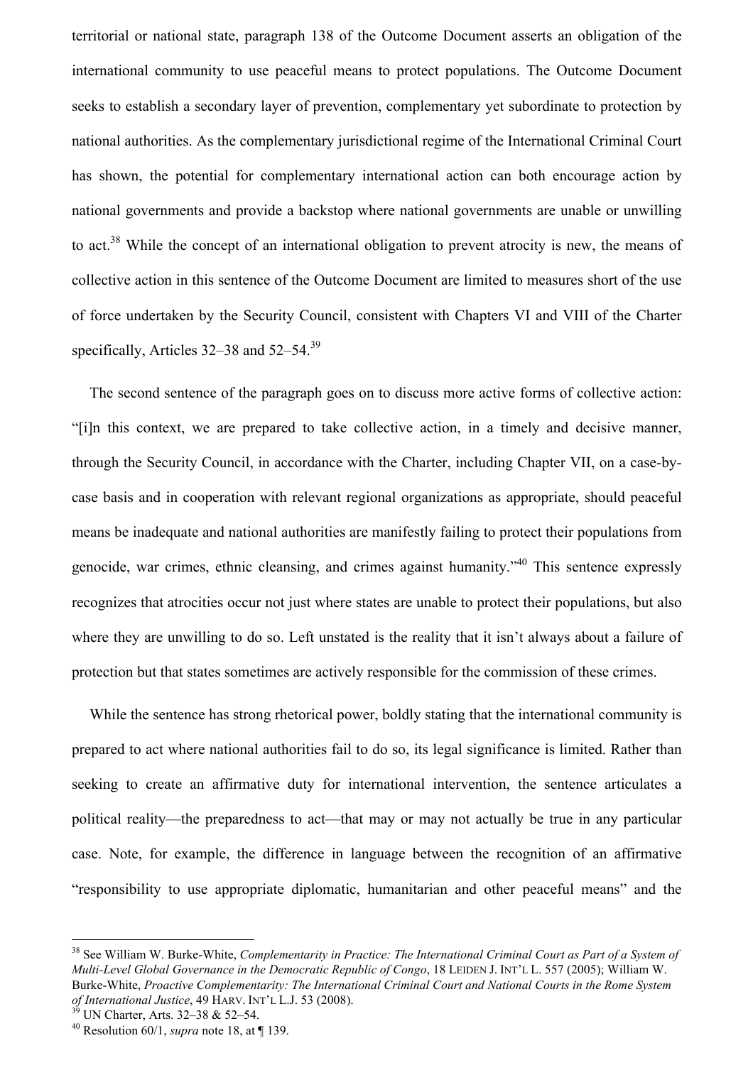territorial or national state, paragraph 138 of the Outcome Document asserts an obligation of the international community to use peaceful means to protect populations. The Outcome Document seeks to establish a secondary layer of prevention, complementary yet subordinate to protection by national authorities. As the complementary jurisdictional regime of the International Criminal Court has shown, the potential for complementary international action can both encourage action by national governments and provide a backstop where national governments are unable or unwilling to act.[38] While the concept of an international obligation to prevent atrocity is new, the means of collective action in this sentence of the Outcome Document are limited to measures short of the use of force undertaken by the Security Council, consistent with Chapters VI and VIII of the Charter specifically, Articles 32–38 and 52–54.[39]

The second sentence of the paragraph goes on to discuss more active forms of collective action: "[i]n this context, we are prepared to take collective action, in a timely and decisive manner, through the Security Council, in accordance with the Charter, including Chapter VII, on a case-by-case basis and in cooperation with relevant regional organizations as appropriate, should peaceful means be inadequate and national authorities are manifestly failing to protect their populations from genocide, war crimes, ethnic cleansing, and crimes against humanity."[40] This sentence expressly recognizes that atrocities occur not just where states are unable to protect their populations, but also where they are unwilling to do so. Left unstated is the reality that it isn't always about a failure of protection but that states sometimes are actively responsible for the commission of these crimes.

While the sentence has strong rhetorical power, boldly stating that the international community is prepared to act where national authorities fail to do so, its legal significance is limited. Rather than seeking to create an affirmative duty for international intervention, the sentence articulates a political reality—the preparedness to act—that may or may not actually be true in any particular case. Note, for example, the difference in language between the recognition of an affirmative "responsibility to use appropriate diplomatic, humanitarian and other peaceful means" and the

---

[38] See William W. Burke-White, *Complementarity in Practice: The International Criminal Court as Part of a System of Multi-Level Global Governance in the Democratic Republic of Congo*, 18 LEIDEN J. INT'L L. 557 (2005); William W. Burke-White, *Proactive Complementarity: The International Criminal Court and National Courts in the Rome System of International Justice*, 49 HARV. INT'L L.J. 53 (2008).

[39] UN Charter, Arts. 32–38 & 52–54.

[40] Resolution 60/1, *supra* note 18, at ¶ 139.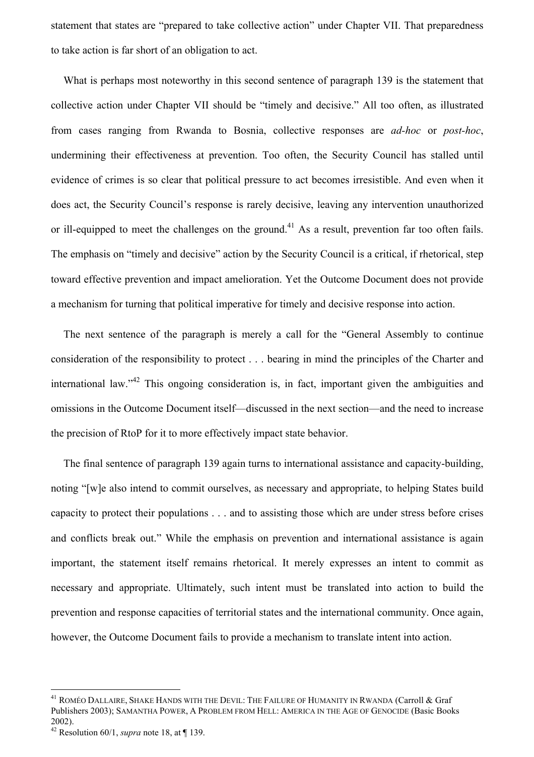statement that states are "prepared to take collective action" under Chapter VII. That preparedness to take action is far short of an obligation to act.

What is perhaps most noteworthy in this second sentence of paragraph 139 is the statement that collective action under Chapter VII should be "timely and decisive." All too often, as illustrated from cases ranging from Rwanda to Bosnia, collective responses are *ad-hoc* or *post-hoc*, undermining their effectiveness at prevention. Too often, the Security Council has stalled until evidence of crimes is so clear that political pressure to act becomes irresistible. And even when it does act, the Security Council's response is rarely decisive, leaving any intervention unauthorized or ill-equipped to meet the challenges on the ground.[41] As a result, prevention far too often fails. The emphasis on "timely and decisive" action by the Security Council is a critical, if rhetorical, step toward effective prevention and impact amelioration. Yet the Outcome Document does not provide a mechanism for turning that political imperative for timely and decisive response into action.

The next sentence of the paragraph is merely a call for the "General Assembly to continue consideration of the responsibility to protect . . . bearing in mind the principles of the Charter and international law."[42] This ongoing consideration is, in fact, important given the ambiguities and omissions in the Outcome Document itself—discussed in the next section—and the need to increase the precision of RtoP for it to more effectively impact state behavior.

The final sentence of paragraph 139 again turns to international assistance and capacity-building, noting "[w]e also intend to commit ourselves, as necessary and appropriate, to helping States build capacity to protect their populations . . . and to assisting those which are under stress before crises and conflicts break out." While the emphasis on prevention and international assistance is again important, the statement itself remains rhetorical. It merely expresses an intent to commit as necessary and appropriate. Ultimately, such intent must be translated into action to build the prevention and response capacities of territorial states and the international community. Once again, however, the Outcome Document fails to provide a mechanism to translate intent into action.

---

[41] ROMÉO DALLAIRE, SHAKE HANDS WITH THE DEVIL: THE FAILURE OF HUMANITY IN RWANDA (Carroll & Graf Publishers 2003); SAMANTHA POWER, A PROBLEM FROM HELL: AMERICA IN THE AGE OF GENOCIDE (Basic Books 2002).

[42] Resolution 60/1, *supra* note 18, at ¶ 139.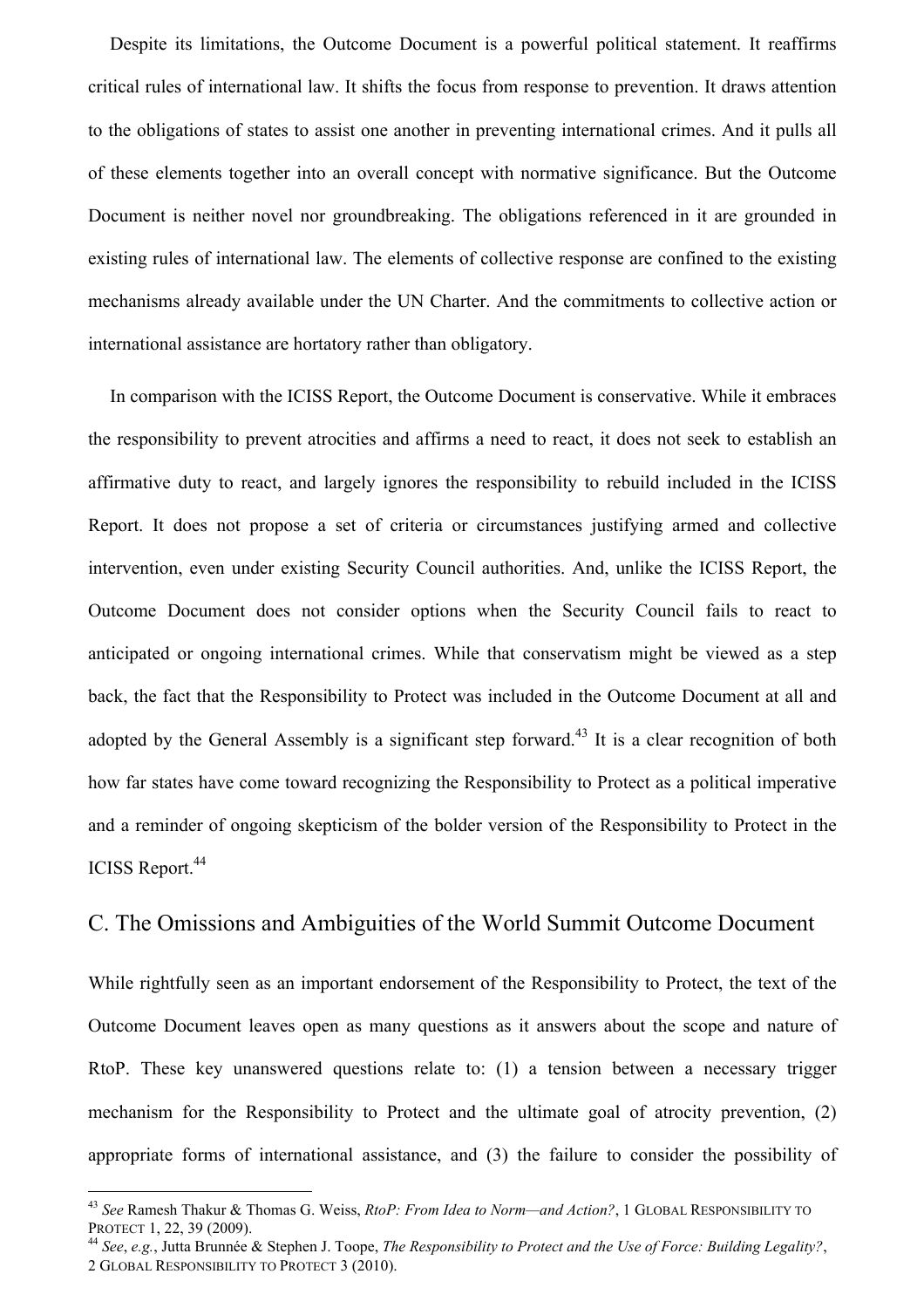Despite its limitations, the Outcome Document is a powerful political statement. It reaffirms critical rules of international law. It shifts the focus from response to prevention. It draws attention to the obligations of states to assist one another in preventing international crimes. And it pulls all of these elements together into an overall concept with normative significance. But the Outcome Document is neither novel nor groundbreaking. The obligations referenced in it are grounded in existing rules of international law. The elements of collective response are confined to the existing mechanisms already available under the UN Charter. And the commitments to collective action or international assistance are hortatory rather than obligatory.

In comparison with the ICISS Report, the Outcome Document is conservative. While it embraces the responsibility to prevent atrocities and affirms a need to react, it does not seek to establish an affirmative duty to react, and largely ignores the responsibility to rebuild included in the ICISS Report. It does not propose a set of criteria or circumstances justifying armed and collective intervention, even under existing Security Council authorities. And, unlike the ICISS Report, the Outcome Document does not consider options when the Security Council fails to react to anticipated or ongoing international crimes. While that conservatism might be viewed as a step back, the fact that the Responsibility to Protect was included in the Outcome Document at all and adopted by the General Assembly is a significant step forward.[43] It is a clear recognition of both how far states have come toward recognizing the Responsibility to Protect as a political imperative and a reminder of ongoing skepticism of the bolder version of the Responsibility to Protect in the ICISS Report.[44]

## C. The Omissions and Ambiguities of the World Summit Outcome Document

While rightfully seen as an important endorsement of the Responsibility to Protect, the text of the Outcome Document leaves open as many questions as it answers about the scope and nature of RtoP. These key unanswered questions relate to: (1) a tension between a necessary trigger mechanism for the Responsibility to Protect and the ultimate goal of atrocity prevention, (2) appropriate forms of international assistance, and (3) the failure to consider the possibility of

---

[43] *See* Ramesh Thakur & Thomas G. Weiss, *RtoP: From Idea to Norm—and Action?*, 1 GLOBAL RESPONSIBILITY TO PROTECT 1, 22, 39 (2009).

[44] *See*, *e.g.*, Jutta Brunnée & Stephen J. Toope, *The Responsibility to Protect and the Use of Force: Building Legality?*, 2 GLOBAL RESPONSIBILITY TO PROTECT 3 (2010).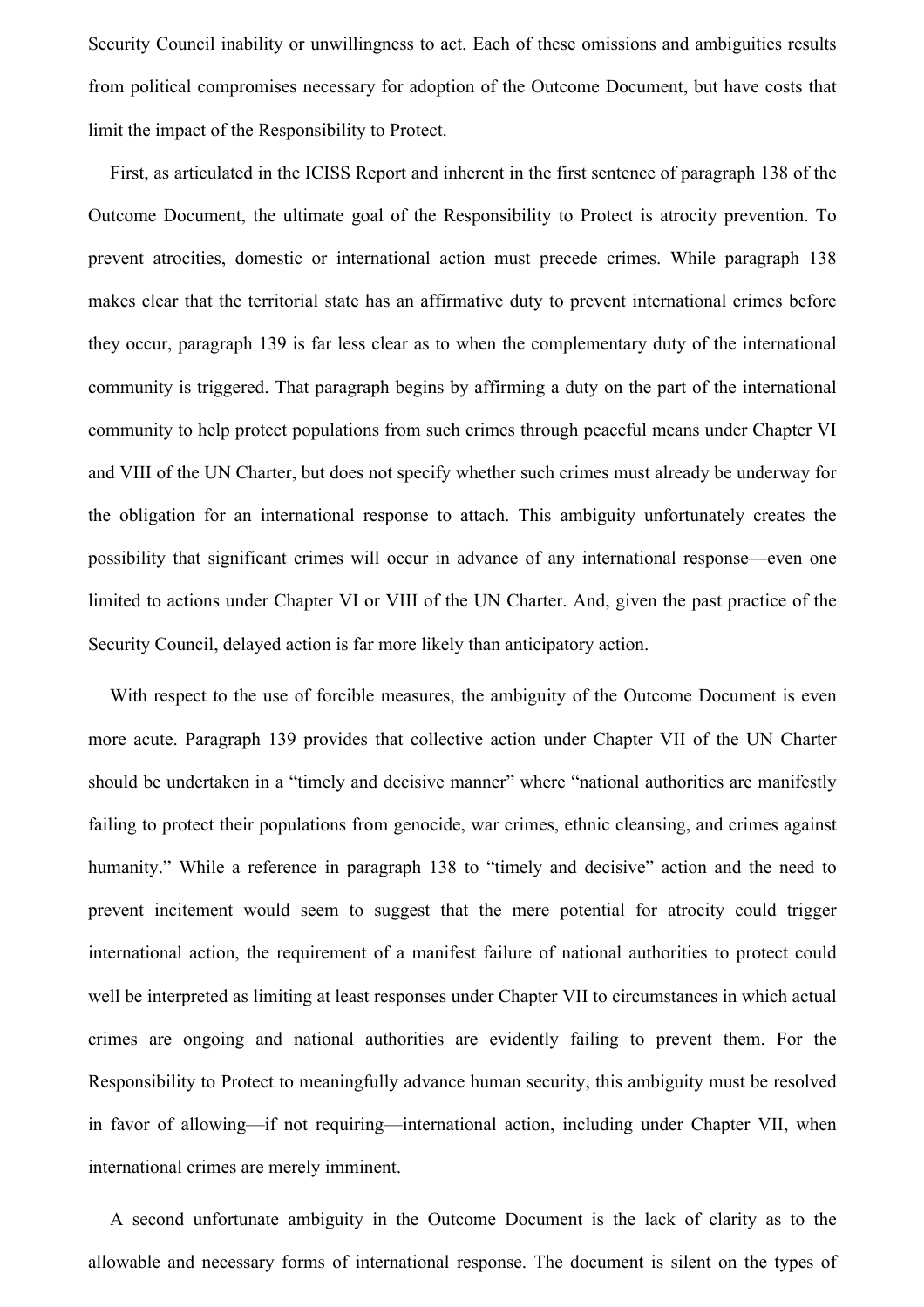Security Council inability or unwillingness to act. Each of these omissions and ambiguities results from political compromises necessary for adoption of the Outcome Document, but have costs that limit the impact of the Responsibility to Protect.

First, as articulated in the ICISS Report and inherent in the first sentence of paragraph 138 of the Outcome Document, the ultimate goal of the Responsibility to Protect is atrocity prevention. To prevent atrocities, domestic or international action must precede crimes. While paragraph 138 makes clear that the territorial state has an affirmative duty to prevent international crimes before they occur, paragraph 139 is far less clear as to when the complementary duty of the international community is triggered. That paragraph begins by affirming a duty on the part of the international community to help protect populations from such crimes through peaceful means under Chapter VI and VIII of the UN Charter, but does not specify whether such crimes must already be underway for the obligation for an international response to attach. This ambiguity unfortunately creates the possibility that significant crimes will occur in advance of any international response—even one limited to actions under Chapter VI or VIII of the UN Charter. And, given the past practice of the Security Council, delayed action is far more likely than anticipatory action.

With respect to the use of forcible measures, the ambiguity of the Outcome Document is even more acute. Paragraph 139 provides that collective action under Chapter VII of the UN Charter should be undertaken in a "timely and decisive manner" where "national authorities are manifestly failing to protect their populations from genocide, war crimes, ethnic cleansing, and crimes against humanity." While a reference in paragraph 138 to "timely and decisive" action and the need to prevent incitement would seem to suggest that the mere potential for atrocity could trigger international action, the requirement of a manifest failure of national authorities to protect could well be interpreted as limiting at least responses under Chapter VII to circumstances in which actual crimes are ongoing and national authorities are evidently failing to prevent them. For the Responsibility to Protect to meaningfully advance human security, this ambiguity must be resolved in favor of allowing—if not requiring—international action, including under Chapter VII, when international crimes are merely imminent.

A second unfortunate ambiguity in the Outcome Document is the lack of clarity as to the allowable and necessary forms of international response. The document is silent on the types of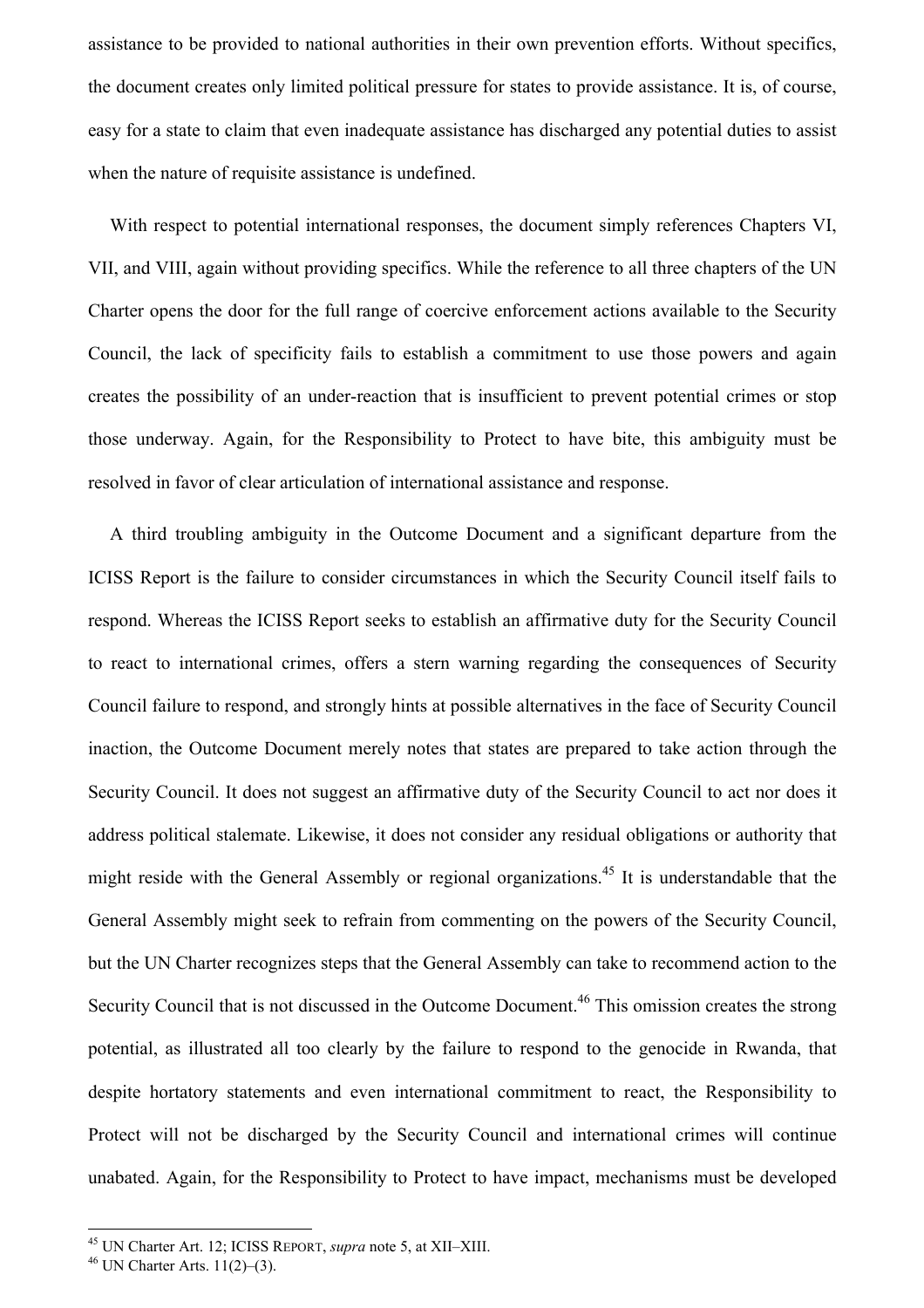assistance to be provided to national authorities in their own prevention efforts. Without specifics, the document creates only limited political pressure for states to provide assistance. It is, of course, easy for a state to claim that even inadequate assistance has discharged any potential duties to assist when the nature of requisite assistance is undefined.

With respect to potential international responses, the document simply references Chapters VI, VII, and VIII, again without providing specifics. While the reference to all three chapters of the UN Charter opens the door for the full range of coercive enforcement actions available to the Security Council, the lack of specificity fails to establish a commitment to use those powers and again creates the possibility of an under-reaction that is insufficient to prevent potential crimes or stop those underway. Again, for the Responsibility to Protect to have bite, this ambiguity must be resolved in favor of clear articulation of international assistance and response.

A third troubling ambiguity in the Outcome Document and a significant departure from the ICISS Report is the failure to consider circumstances in which the Security Council itself fails to respond. Whereas the ICISS Report seeks to establish an affirmative duty for the Security Council to react to international crimes, offers a stern warning regarding the consequences of Security Council failure to respond, and strongly hints at possible alternatives in the face of Security Council inaction, the Outcome Document merely notes that states are prepared to take action through the Security Council. It does not suggest an affirmative duty of the Security Council to act nor does it address political stalemate. Likewise, it does not consider any residual obligations or authority that might reside with the General Assembly or regional organizations.[45] It is understandable that the General Assembly might seek to refrain from commenting on the powers of the Security Council, but the UN Charter recognizes steps that the General Assembly can take to recommend action to the Security Council that is not discussed in the Outcome Document.[46] This omission creates the strong potential, as illustrated all too clearly by the failure to respond to the genocide in Rwanda, that despite hortatory statements and even international commitment to react, the Responsibility to Protect will not be discharged by the Security Council and international crimes will continue unabated. Again, for the Responsibility to Protect to have impact, mechanisms must be developed

---

[45] UN Charter Art. 12; ICISS REPORT, *supra* note 5, at XII–XIII.

[46] UN Charter Arts. 11(2)–(3).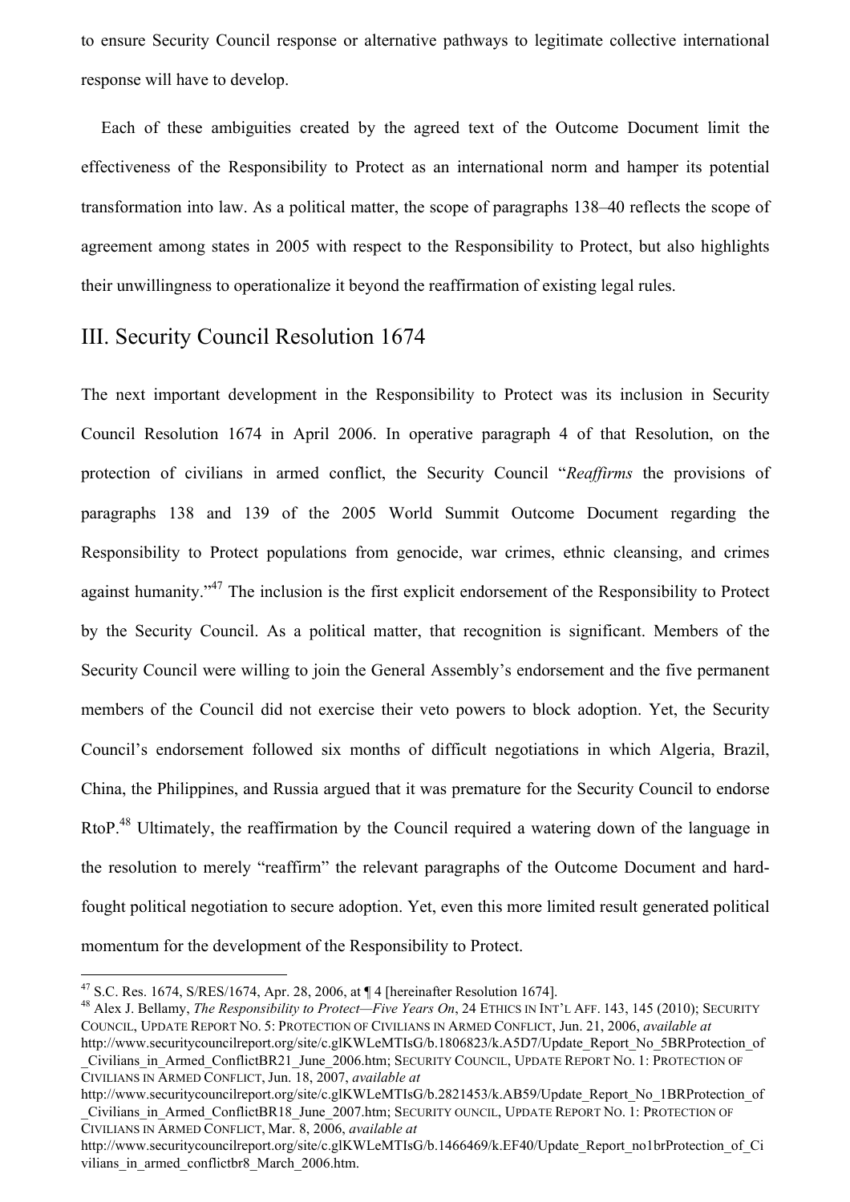to ensure Security Council response or alternative pathways to legitimate collective international response will have to develop.

Each of these ambiguities created by the agreed text of the Outcome Document limit the effectiveness of the Responsibility to Protect as an international norm and hamper its potential transformation into law. As a political matter, the scope of paragraphs 138–40 reflects the scope of agreement among states in 2005 with respect to the Responsibility to Protect, but also highlights their unwillingness to operationalize it beyond the reaffirmation of existing legal rules.

## III. Security Council Resolution 1674

The next important development in the Responsibility to Protect was its inclusion in Security Council Resolution 1674 in April 2006. In operative paragraph 4 of that Resolution, on the protection of civilians in armed conflict, the Security Council "*Reaffirms* the provisions of paragraphs 138 and 139 of the 2005 World Summit Outcome Document regarding the Responsibility to Protect populations from genocide, war crimes, ethnic cleansing, and crimes against humanity."[47] The inclusion is the first explicit endorsement of the Responsibility to Protect by the Security Council. As a political matter, that recognition is significant. Members of the Security Council were willing to join the General Assembly's endorsement and the five permanent members of the Council did not exercise their veto powers to block adoption. Yet, the Security Council's endorsement followed six months of difficult negotiations in which Algeria, Brazil, China, the Philippines, and Russia argued that it was premature for the Security Council to endorse RtoP.[48] Ultimately, the reaffirmation by the Council required a watering down of the language in the resolution to merely "reaffirm" the relevant paragraphs of the Outcome Document and hard-fought political negotiation to secure adoption. Yet, even this more limited result generated political momentum for the development of the Responsibility to Protect.

---

[47] S.C. Res. 1674, S/RES/1674, Apr. 28, 2006, at ¶ 4 [hereinafter Resolution 1674].

[48] Alex J. Bellamy, *The Responsibility to Protect—Five Years On*, 24 ETHICS IN INT'L AFF. 143, 145 (2010); SECURITY COUNCIL, UPDATE REPORT NO. 5: PROTECTION OF CIVILIANS IN ARMED CONFLICT, Jun. 21, 2006, *available at* http://www.securitycouncilreport.org/site/c.glKWLeMTIsG/b.1806823/k.A5D7/Update_Report_No_5BRProtection_of_Civilians_in_Armed_ConflictBR21_June_2006.htm; SECURITY COUNCIL, UPDATE REPORT NO. 1: PROTECTION OF CIVILIANS IN ARMED CONFLICT, Jun. 18, 2007, *available at* http://www.securitycouncilreport.org/site/c.glKWLeMTIsG/b.2821453/k.AB59/Update_Report_No_1BRProtection_of_Civilians_in_Armed_ConflictBR18_June_2007.htm; SECURITY OUNCIL, UPDATE REPORT NO. 1: PROTECTION OF CIVILIANS IN ARMED CONFLICT, Mar. 8, 2006, *available at* http://www.securitycouncilreport.org/site/c.glKWLeMTIsG/b.1466469/k.EF40/Update_Report_no1brProtection_of_Civilians_in_armed_conflictbr8_March_2006.htm.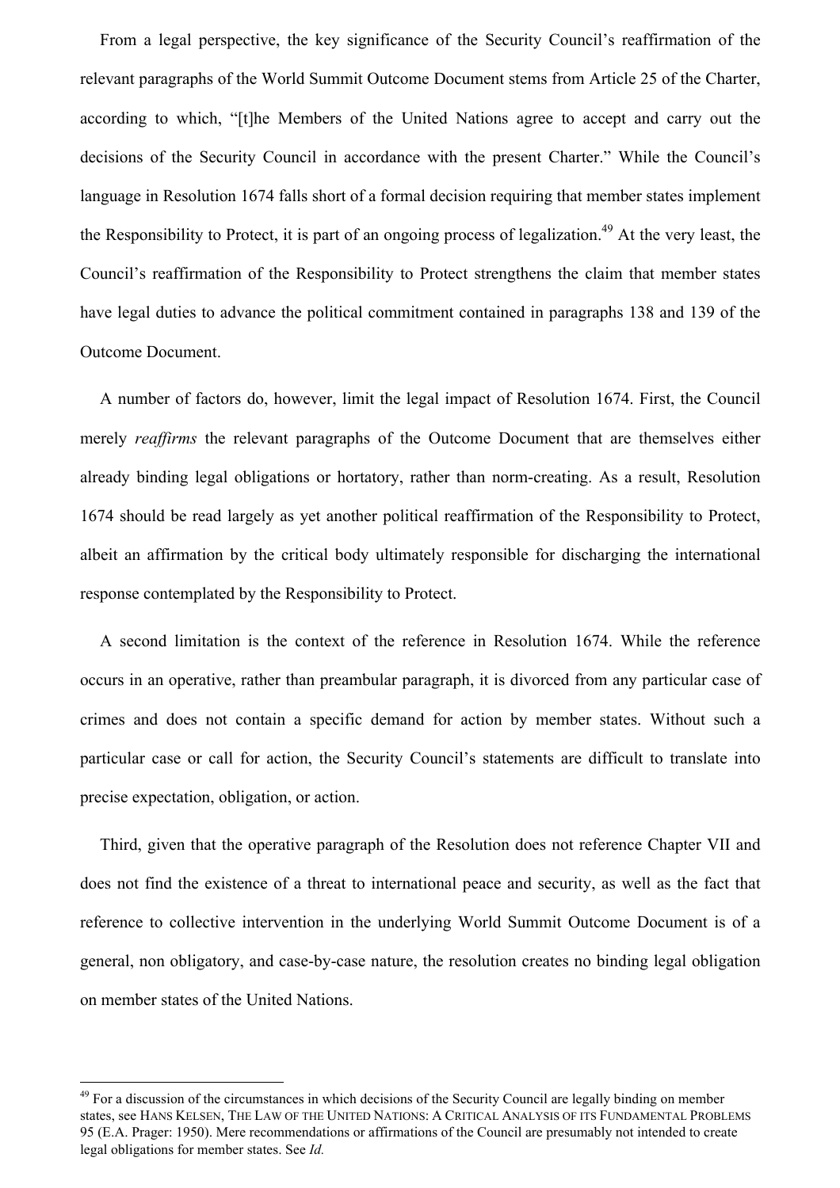From a legal perspective, the key significance of the Security Council's reaffirmation of the relevant paragraphs of the World Summit Outcome Document stems from Article 25 of the Charter, according to which, "[t]he Members of the United Nations agree to accept and carry out the decisions of the Security Council in accordance with the present Charter." While the Council's language in Resolution 1674 falls short of a formal decision requiring that member states implement the Responsibility to Protect, it is part of an ongoing process of legalization.[49] At the very least, the Council's reaffirmation of the Responsibility to Protect strengthens the claim that member states have legal duties to advance the political commitment contained in paragraphs 138 and 139 of the Outcome Document.

A number of factors do, however, limit the legal impact of Resolution 1674. First, the Council merely *reaffirms* the relevant paragraphs of the Outcome Document that are themselves either already binding legal obligations or hortatory, rather than norm-creating. As a result, Resolution 1674 should be read largely as yet another political reaffirmation of the Responsibility to Protect, albeit an affirmation by the critical body ultimately responsible for discharging the international response contemplated by the Responsibility to Protect.

A second limitation is the context of the reference in Resolution 1674. While the reference occurs in an operative, rather than preambular paragraph, it is divorced from any particular case of crimes and does not contain a specific demand for action by member states. Without such a particular case or call for action, the Security Council's statements are difficult to translate into precise expectation, obligation, or action.

Third, given that the operative paragraph of the Resolution does not reference Chapter VII and does not find the existence of a threat to international peace and security, as well as the fact that reference to collective intervention in the underlying World Summit Outcome Document is of a general, non obligatory, and case-by-case nature, the resolution creates no binding legal obligation on member states of the United Nations.

---

[49] For a discussion of the circumstances in which decisions of the Security Council are legally binding on member states, see HANS KELSEN, THE LAW OF THE UNITED NATIONS: A CRITICAL ANALYSIS OF ITS FUNDAMENTAL PROBLEMS 95 (E.A. Prager: 1950). Mere recommendations or affirmations of the Council are presumably not intended to create legal obligations for member states. See *Id.*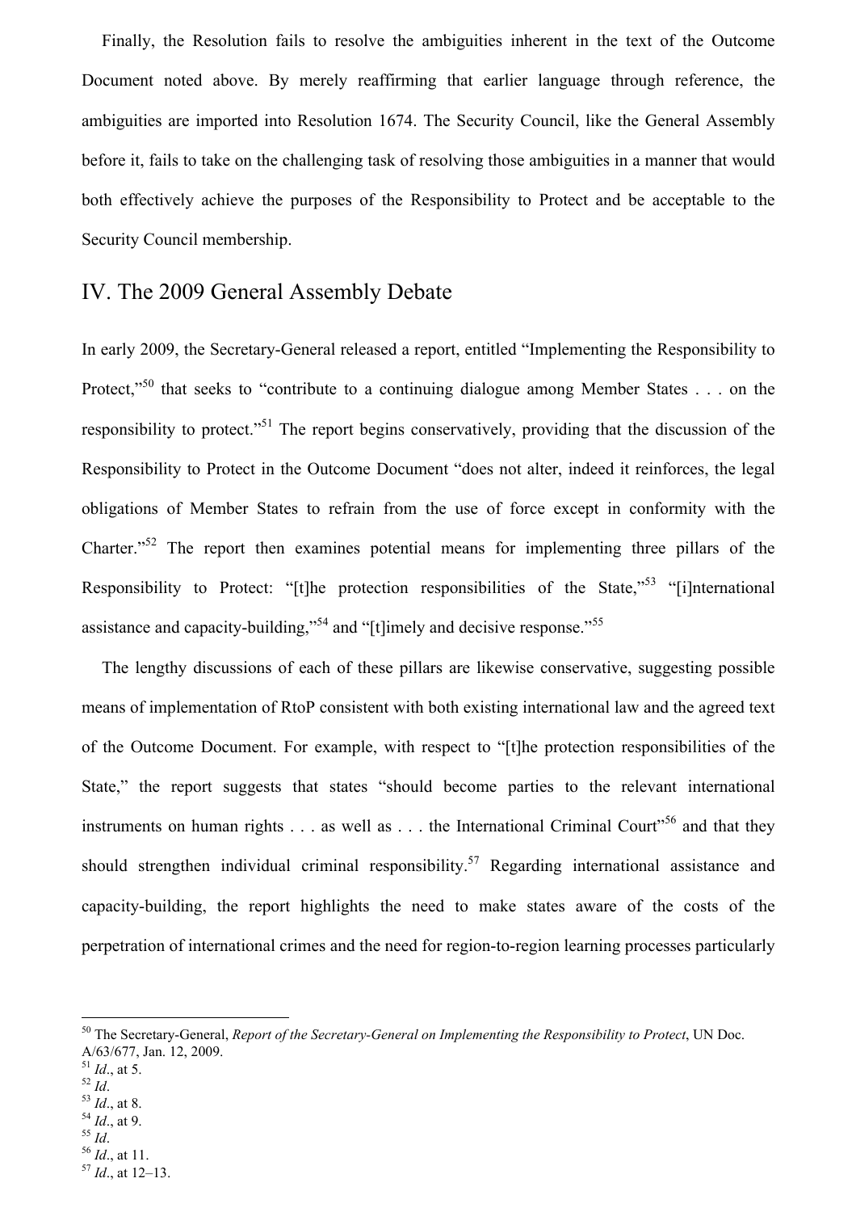Finally, the Resolution fails to resolve the ambiguities inherent in the text of the Outcome Document noted above. By merely reaffirming that earlier language through reference, the ambiguities are imported into Resolution 1674. The Security Council, like the General Assembly before it, fails to take on the challenging task of resolving those ambiguities in a manner that would both effectively achieve the purposes of the Responsibility to Protect and be acceptable to the Security Council membership.

## IV. The 2009 General Assembly Debate

In early 2009, the Secretary-General released a report, entitled "Implementing the Responsibility to Protect,"[50] that seeks to "contribute to a continuing dialogue among Member States . . . on the responsibility to protect."[51] The report begins conservatively, providing that the discussion of the Responsibility to Protect in the Outcome Document "does not alter, indeed it reinforces, the legal obligations of Member States to refrain from the use of force except in conformity with the Charter."[52] The report then examines potential means for implementing three pillars of the Responsibility to Protect: "[t]he protection responsibilities of the State,"[53] "[i]nternational assistance and capacity-building,"[54] and "[t]imely and decisive response."[55]

The lengthy discussions of each of these pillars are likewise conservative, suggesting possible means of implementation of RtoP consistent with both existing international law and the agreed text of the Outcome Document. For example, with respect to "[t]he protection responsibilities of the State," the report suggests that states "should become parties to the relevant international instruments on human rights . . . as well as . . . the International Criminal Court"[56] and that they should strengthen individual criminal responsibility.[57] Regarding international assistance and capacity-building, the report highlights the need to make states aware of the costs of the perpetration of international crimes and the need for region-to-region learning processes particularly

---

[50] The Secretary-General, *Report of the Secretary-General on Implementing the Responsibility to Protect*, UN Doc. A/63/677, Jan. 12, 2009.

[51] *Id*., at 5.

[52] *Id*.

[53] *Id*., at 8.

[54] *Id*., at 9.

[55] *Id*.

[56] *Id*., at 11.

[57] *Id*., at 12–13.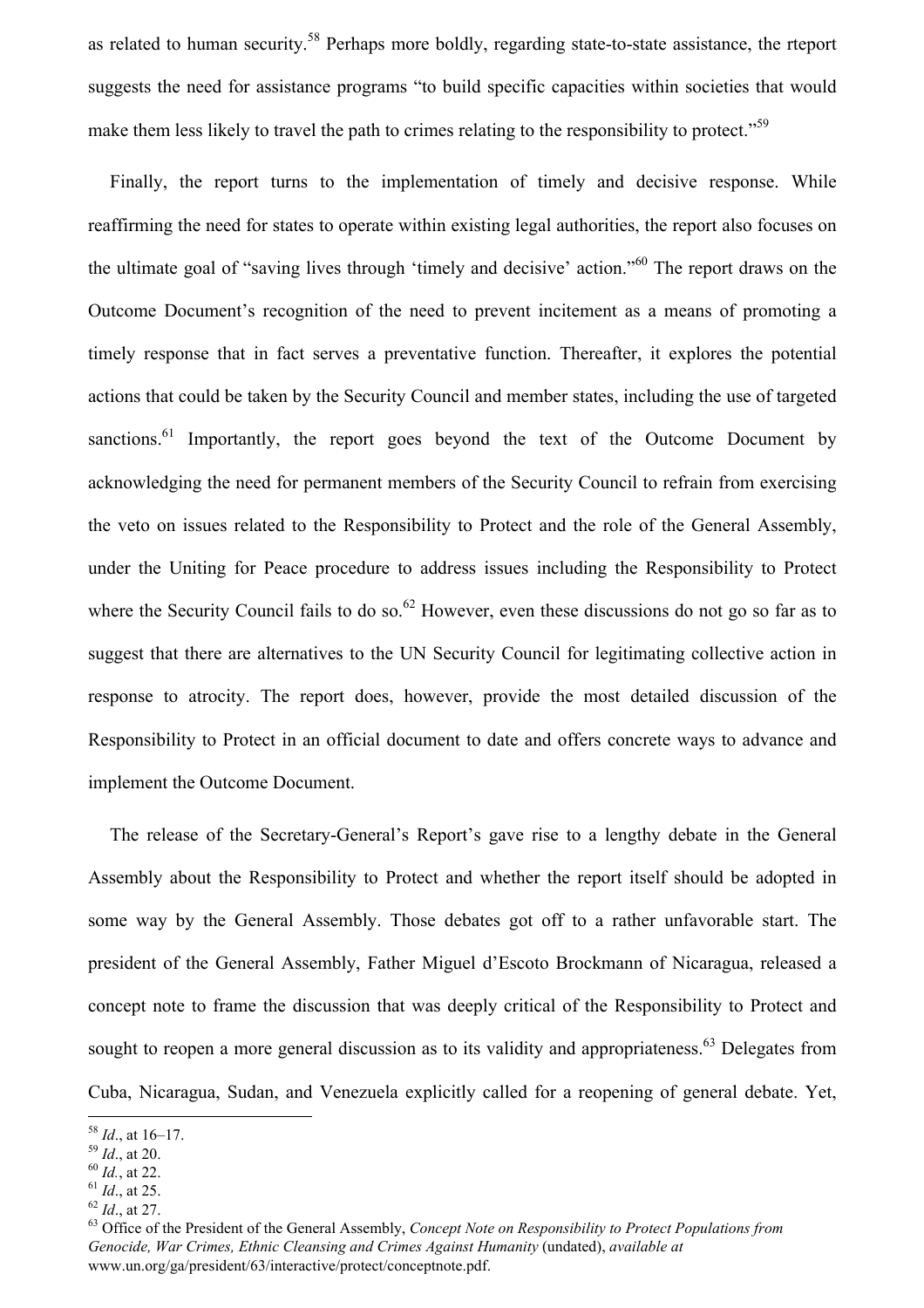as related to human security.[58] Perhaps more boldly, regarding state-to-state assistance, the rteport suggests the need for assistance programs "to build specific capacities within societies that would make them less likely to travel the path to crimes relating to the responsibility to protect."[59]

Finally, the report turns to the implementation of timely and decisive response. While reaffirming the need for states to operate within existing legal authorities, the report also focuses on the ultimate goal of "saving lives through 'timely and decisive' action."[60] The report draws on the Outcome Document's recognition of the need to prevent incitement as a means of promoting a timely response that in fact serves a preventative function. Thereafter, it explores the potential actions that could be taken by the Security Council and member states, including the use of targeted sanctions.[61] Importantly, the report goes beyond the text of the Outcome Document by acknowledging the need for permanent members of the Security Council to refrain from exercising the veto on issues related to the Responsibility to Protect and the role of the General Assembly, under the Uniting for Peace procedure to address issues including the Responsibility to Protect where the Security Council fails to do so.[62] However, even these discussions do not go so far as to suggest that there are alternatives to the UN Security Council for legitimating collective action in response to atrocity. The report does, however, provide the most detailed discussion of the Responsibility to Protect in an official document to date and offers concrete ways to advance and implement the Outcome Document.

The release of the Secretary-General's Report's gave rise to a lengthy debate in the General Assembly about the Responsibility to Protect and whether the report itself should be adopted in some way by the General Assembly. Those debates got off to a rather unfavorable start. The president of the General Assembly, Father Miguel d'Escoto Brockmann of Nicaragua, released a concept note to frame the discussion that was deeply critical of the Responsibility to Protect and sought to reopen a more general discussion as to its validity and appropriateness.[63] Delegates from Cuba, Nicaragua, Sudan, and Venezuela explicitly called for a reopening of general debate. Yet,

---

[58] *Id*., at 16–17.

[59] *Id*., at 20.

[60] *Id.*, at 22.

[61] *Id*., at 25.

[62] *Id*., at 27.

[63] Office of the President of the General Assembly, *Concept Note on Responsibility to Protect Populations from Genocide, War Crimes, Ethnic Cleansing and Crimes Against Humanity* (undated), *available at* www.un.org/ga/president/63/interactive/protect/conceptnote.pdf.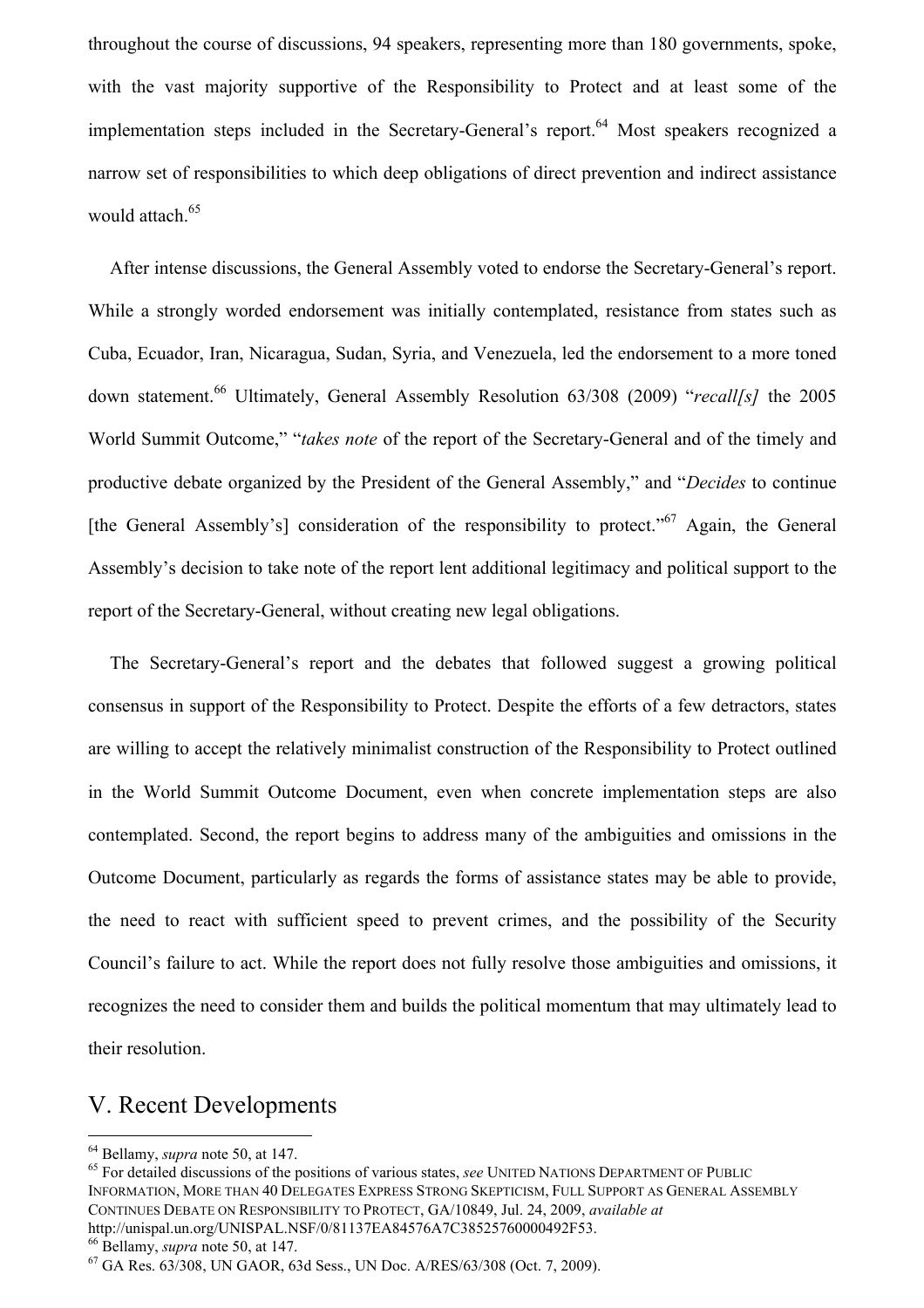throughout the course of discussions, 94 speakers, representing more than 180 governments, spoke, with the vast majority supportive of the Responsibility to Protect and at least some of the implementation steps included in the Secretary-General's report.[64] Most speakers recognized a narrow set of responsibilities to which deep obligations of direct prevention and indirect assistance would attach.[65]

After intense discussions, the General Assembly voted to endorse the Secretary-General's report. While a strongly worded endorsement was initially contemplated, resistance from states such as Cuba, Ecuador, Iran, Nicaragua, Sudan, Syria, and Venezuela, led the endorsement to a more toned down statement.[66] Ultimately, General Assembly Resolution 63/308 (2009) "*recall[s]* the 2005 World Summit Outcome," "*takes note* of the report of the Secretary-General and of the timely and productive debate organized by the President of the General Assembly," and "*Decides* to continue [the General Assembly's] consideration of the responsibility to protect."[67] Again, the General Assembly's decision to take note of the report lent additional legitimacy and political support to the report of the Secretary-General, without creating new legal obligations.

The Secretary-General's report and the debates that followed suggest a growing political consensus in support of the Responsibility to Protect. Despite the efforts of a few detractors, states are willing to accept the relatively minimalist construction of the Responsibility to Protect outlined in the World Summit Outcome Document, even when concrete implementation steps are also contemplated. Second, the report begins to address many of the ambiguities and omissions in the Outcome Document, particularly as regards the forms of assistance states may be able to provide, the need to react with sufficient speed to prevent crimes, and the possibility of the Security Council's failure to act. While the report does not fully resolve those ambiguities and omissions, it recognizes the need to consider them and builds the political momentum that may ultimately lead to their resolution.

## V. Recent Developments

---

[64] Bellamy, *supra* note 50, at 147.

[65] For detailed discussions of the positions of various states, *see* UNITED NATIONS DEPARTMENT OF PUBLIC INFORMATION, MORE THAN 40 DELEGATES EXPRESS STRONG SKEPTICISM, FULL SUPPORT AS GENERAL ASSEMBLY CONTINUES DEBATE ON RESPONSIBILITY TO PROTECT, GA/10849, Jul. 24, 2009, *available at* http://unispal.un.org/UNISPAL.NSF/0/81137EA84576A7C38525760000492F53.

[66] Bellamy, *supra* note 50, at 147.

[67] GA Res. 63/308, UN GAOR, 63d Sess., UN Doc. A/RES/63/308 (Oct. 7, 2009).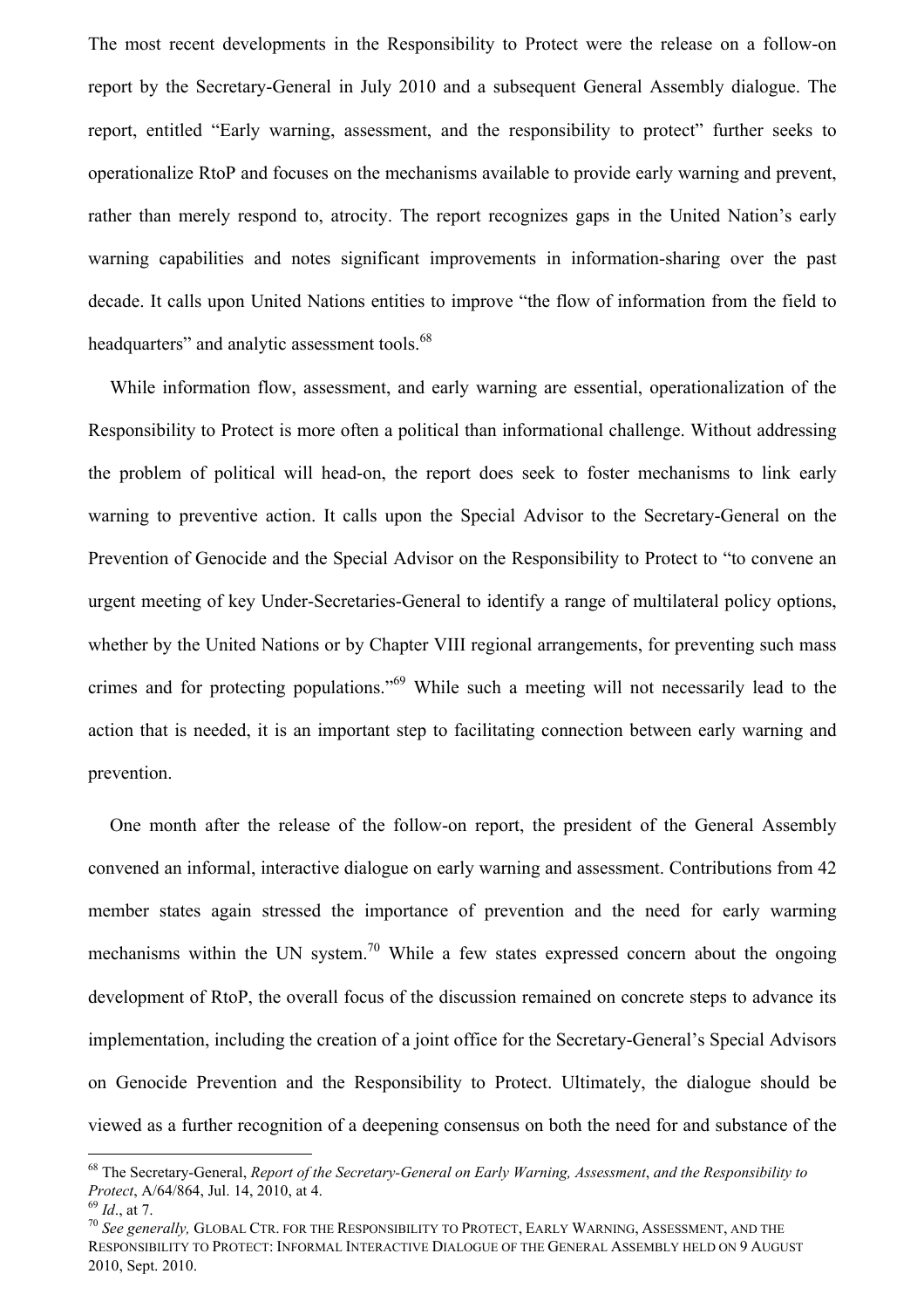The most recent developments in the Responsibility to Protect were the release on a follow-on report by the Secretary-General in July 2010 and a subsequent General Assembly dialogue. The report, entitled "Early warning, assessment, and the responsibility to protect" further seeks to operationalize RtoP and focuses on the mechanisms available to provide early warning and prevent, rather than merely respond to, atrocity. The report recognizes gaps in the United Nation's early warning capabilities and notes significant improvements in information-sharing over the past decade. It calls upon United Nations entities to improve "the flow of information from the field to headquarters" and analytic assessment tools.[68]

While information flow, assessment, and early warning are essential, operationalization of the Responsibility to Protect is more often a political than informational challenge. Without addressing the problem of political will head-on, the report does seek to foster mechanisms to link early warning to preventive action. It calls upon the Special Advisor to the Secretary-General on the Prevention of Genocide and the Special Advisor on the Responsibility to Protect to "to convene an urgent meeting of key Under-Secretaries-General to identify a range of multilateral policy options, whether by the United Nations or by Chapter VIII regional arrangements, for preventing such mass crimes and for protecting populations."[69] While such a meeting will not necessarily lead to the action that is needed, it is an important step to facilitating connection between early warning and prevention.

One month after the release of the follow-on report, the president of the General Assembly convened an informal, interactive dialogue on early warning and assessment. Contributions from 42 member states again stressed the importance of prevention and the need for early warming mechanisms within the UN system.[70] While a few states expressed concern about the ongoing development of RtoP, the overall focus of the discussion remained on concrete steps to advance its implementation, including the creation of a joint office for the Secretary-General's Special Advisors on Genocide Prevention and the Responsibility to Protect. Ultimately, the dialogue should be viewed as a further recognition of a deepening consensus on both the need for and substance of the

---

[68] The Secretary-General, *Report of the Secretary-General on Early Warning, Assessment*, *and the Responsibility to Protect*, A/64/864, Jul. 14, 2010, at 4.

[69] *Id*., at 7.

[70] *See generally,* GLOBAL CTR. FOR THE RESPONSIBILITY TO PROTECT, EARLY WARNING, ASSESSMENT, AND THE RESPONSIBILITY TO PROTECT: INFORMAL INTERACTIVE DIALOGUE OF THE GENERAL ASSEMBLY HELD ON 9 AUGUST 2010, Sept. 2010.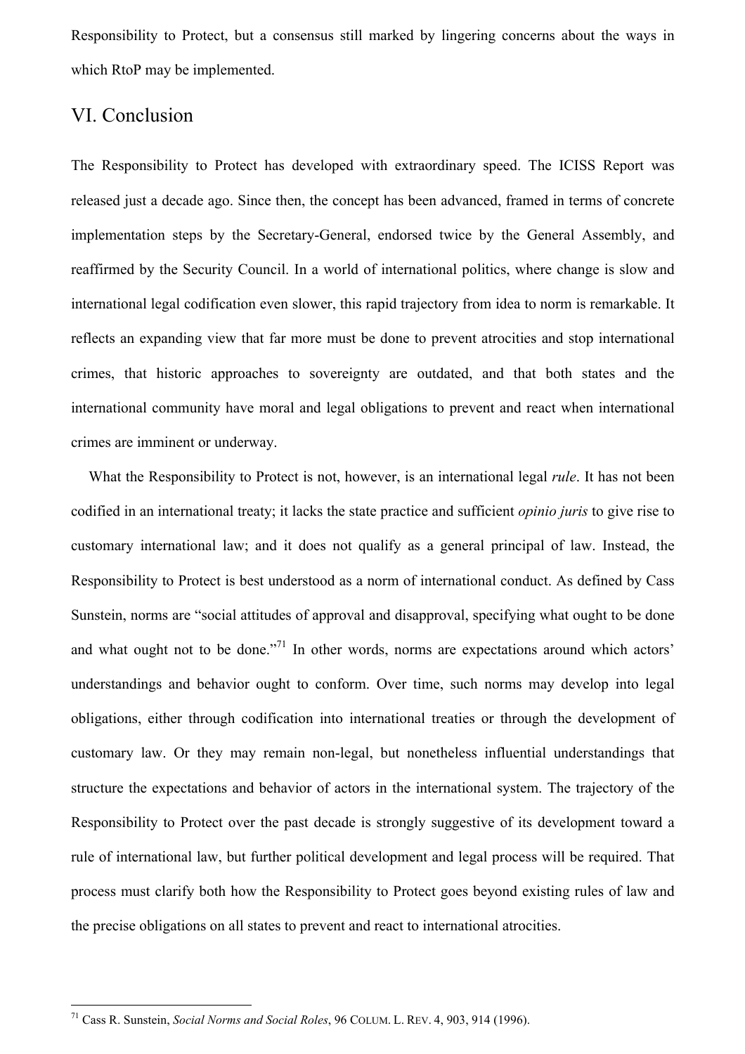Responsibility to Protect, but a consensus still marked by lingering concerns about the ways in which RtoP may be implemented.

## VI. Conclusion

The Responsibility to Protect has developed with extraordinary speed. The ICISS Report was released just a decade ago. Since then, the concept has been advanced, framed in terms of concrete implementation steps by the Secretary-General, endorsed twice by the General Assembly, and reaffirmed by the Security Council. In a world of international politics, where change is slow and international legal codification even slower, this rapid trajectory from idea to norm is remarkable. It reflects an expanding view that far more must be done to prevent atrocities and stop international crimes, that historic approaches to sovereignty are outdated, and that both states and the international community have moral and legal obligations to prevent and react when international crimes are imminent or underway.

What the Responsibility to Protect is not, however, is an international legal *rule*. It has not been codified in an international treaty; it lacks the state practice and sufficient *opinio juris* to give rise to customary international law; and it does not qualify as a general principal of law. Instead, the Responsibility to Protect is best understood as a norm of international conduct. As defined by Cass Sunstein, norms are "social attitudes of approval and disapproval, specifying what ought to be done and what ought not to be done."[71] In other words, norms are expectations around which actors' understandings and behavior ought to conform. Over time, such norms may develop into legal obligations, either through codification into international treaties or through the development of customary law. Or they may remain non-legal, but nonetheless influential understandings that structure the expectations and behavior of actors in the international system. The trajectory of the Responsibility to Protect over the past decade is strongly suggestive of its development toward a rule of international law, but further political development and legal process will be required. That process must clarify both how the Responsibility to Protect goes beyond existing rules of law and the precise obligations on all states to prevent and react to international atrocities.

---

[71] Cass R. Sunstein, *Social Norms and Social Roles*, 96 COLUM. L. REV. 4, 903, 914 (1996).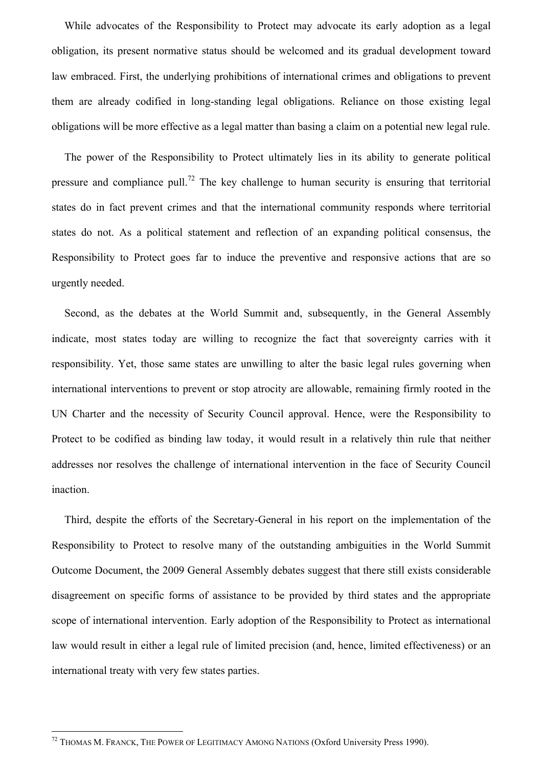While advocates of the Responsibility to Protect may advocate its early adoption as a legal obligation, its present normative status should be welcomed and its gradual development toward law embraced. First, the underlying prohibitions of international crimes and obligations to prevent them are already codified in long-standing legal obligations. Reliance on those existing legal obligations will be more effective as a legal matter than basing a claim on a potential new legal rule.

The power of the Responsibility to Protect ultimately lies in its ability to generate political pressure and compliance pull.[72] The key challenge to human security is ensuring that territorial states do in fact prevent crimes and that the international community responds where territorial states do not. As a political statement and reflection of an expanding political consensus, the Responsibility to Protect goes far to induce the preventive and responsive actions that are so urgently needed.

Second, as the debates at the World Summit and, subsequently, in the General Assembly indicate, most states today are willing to recognize the fact that sovereignty carries with it responsibility. Yet, those same states are unwilling to alter the basic legal rules governing when international interventions to prevent or stop atrocity are allowable, remaining firmly rooted in the UN Charter and the necessity of Security Council approval. Hence, were the Responsibility to Protect to be codified as binding law today, it would result in a relatively thin rule that neither addresses nor resolves the challenge of international intervention in the face of Security Council inaction.

Third, despite the efforts of the Secretary-General in his report on the implementation of the Responsibility to Protect to resolve many of the outstanding ambiguities in the World Summit Outcome Document, the 2009 General Assembly debates suggest that there still exists considerable disagreement on specific forms of assistance to be provided by third states and the appropriate scope of international intervention. Early adoption of the Responsibility to Protect as international law would result in either a legal rule of limited precision (and, hence, limited effectiveness) or an international treaty with very few states parties.

---

[72] THOMAS M. FRANCK, THE POWER OF LEGITIMACY AMONG NATIONS (Oxford University Press 1990).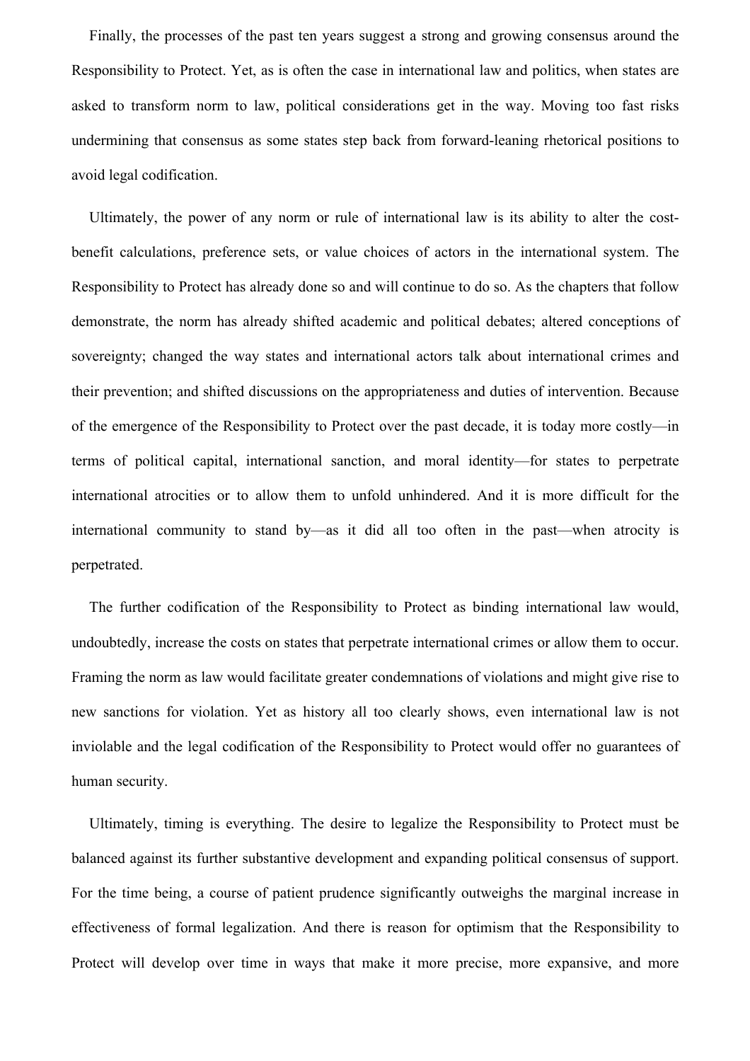Finally, the processes of the past ten years suggest a strong and growing consensus around the Responsibility to Protect. Yet, as is often the case in international law and politics, when states are asked to transform norm to law, political considerations get in the way. Moving too fast risks undermining that consensus as some states step back from forward-leaning rhetorical positions to avoid legal codification.

Ultimately, the power of any norm or rule of international law is its ability to alter the cost-benefit calculations, preference sets, or value choices of actors in the international system. The Responsibility to Protect has already done so and will continue to do so. As the chapters that follow demonstrate, the norm has already shifted academic and political debates; altered conceptions of sovereignty; changed the way states and international actors talk about international crimes and their prevention; and shifted discussions on the appropriateness and duties of intervention. Because of the emergence of the Responsibility to Protect over the past decade, it is today more costly—in terms of political capital, international sanction, and moral identity—for states to perpetrate international atrocities or to allow them to unfold unhindered. And it is more difficult for the international community to stand by—as it did all too often in the past—when atrocity is perpetrated.

The further codification of the Responsibility to Protect as binding international law would, undoubtedly, increase the costs on states that perpetrate international crimes or allow them to occur. Framing the norm as law would facilitate greater condemnations of violations and might give rise to new sanctions for violation. Yet as history all too clearly shows, even international law is not inviolable and the legal codification of the Responsibility to Protect would offer no guarantees of human security.

Ultimately, timing is everything. The desire to legalize the Responsibility to Protect must be balanced against its further substantive development and expanding political consensus of support. For the time being, a course of patient prudence significantly outweighs the marginal increase in effectiveness of formal legalization. And there is reason for optimism that the Responsibility to Protect will develop over time in ways that make it more precise, more expansive, and more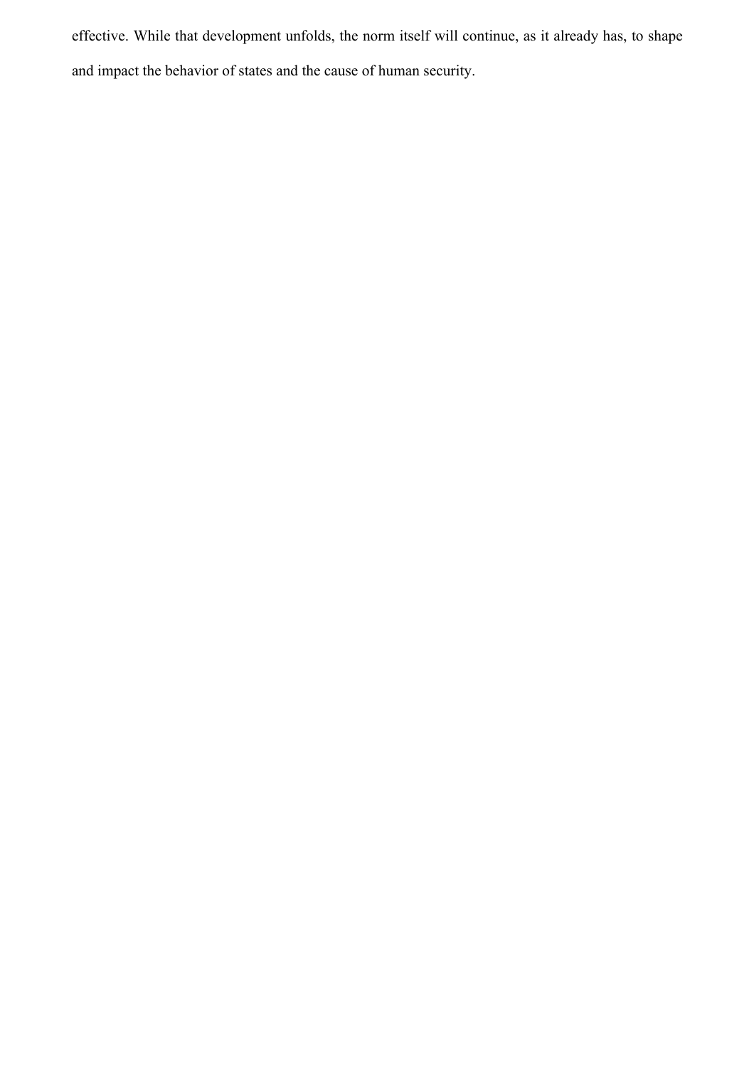effective. While that development unfolds, the norm itself will continue, as it already has, to shape and impact the behavior of states and the cause of human security.